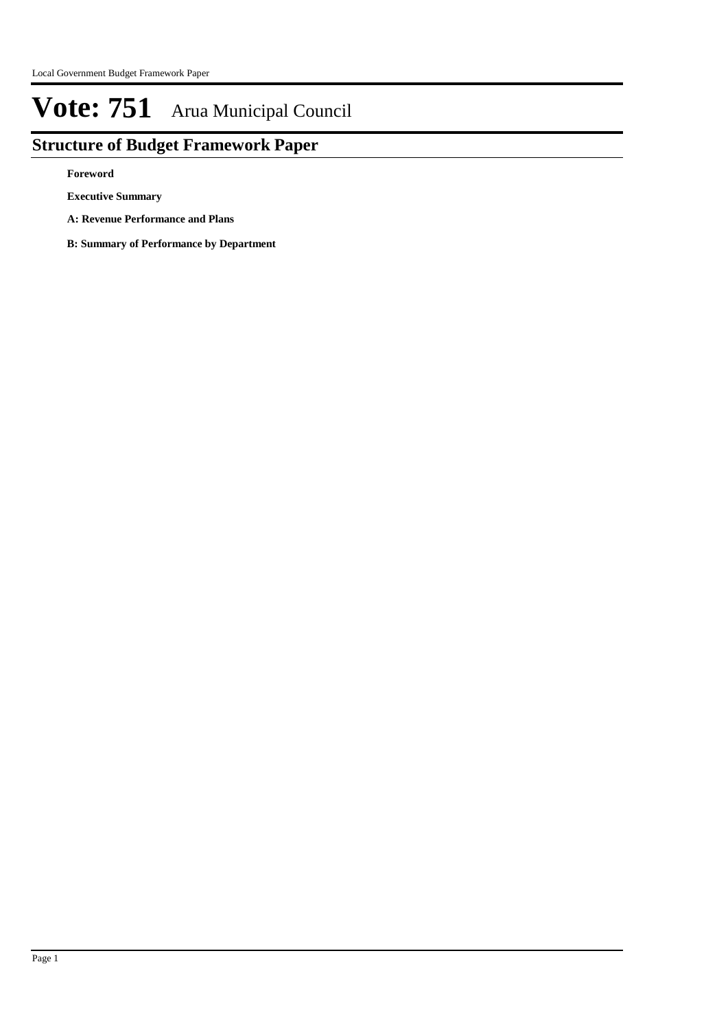# Vote: 751 Arua Municipal Council

## Structure of Budget Framework Paper

**Foreword**

**Executive Summary**

**A: Revenue Performance and Plans**

**B: Summary of Performance by Department**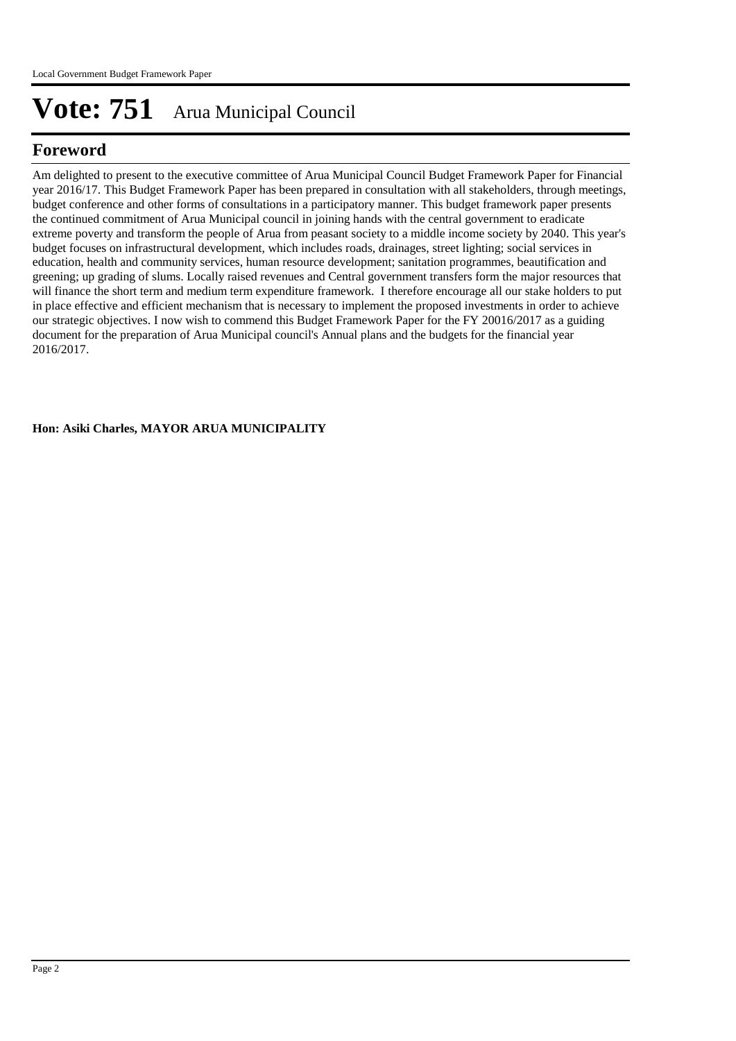# Vote: 751 Arua Municipal Council

## Foreword

Am delighted to present to the executive committee of Arua Municipal Council Budget Framework Paper for Financial year 2016/17. This Budget Framework Paper has been prepared in consultation with all stakeholders, through meetings, budget conference and other forms of consultations in a participatory manner. This budget framework paper presents the continued commitment of Arua Municipal council in joining hands with the central government to eradicate extreme poverty and transform the people of Arua from peasant society to a middle income society by 2040. This year's budget focuses on infrastructural development, which includes roads, drainages, street lighting; social services in education, health and community services, human resource development; sanitation programmes, beautification and greening; up grading of slums. Locally raised revenues and Central government transfers form the major resources that will finance the short term and medium term expenditure framework. I therefore encourage all our stake holders to put in place effective and efficient mechanism that is necessary to implement the proposed investments in order to achieve our strategic objectives. I now wish to commend this Budget Framework Paper for the FY 20016/2017 as a guiding document for the preparation of Arua Municipal council's Annual plans and the budgets for the financial year 2016/2017.

**Hon: Asiki Charles, MAYOR ARUA MUNICIPALITY**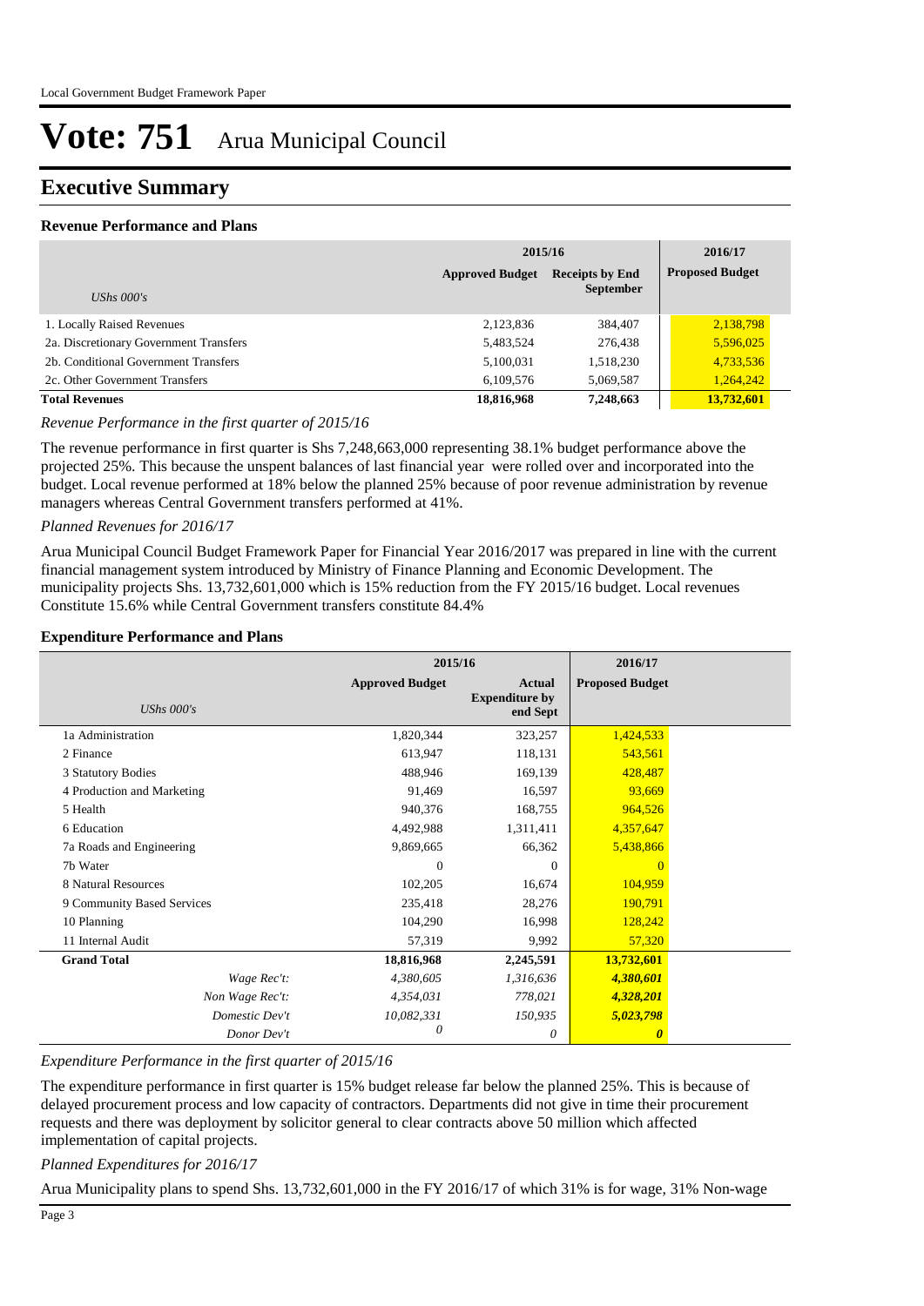# Vote: 751 Arua Municipal Council

## Executive Summary

### Revenue Performance and Plans

| UShs 000's | 2015/16 Approved Budget | 2015/16 Receipts by End September | 2016/17 Proposed Budget |
|---|---|---|---|
| 1. Locally Raised Revenues | 2,123,836 | 384,407 | 2,138,798 |
| 2a. Discretionary Government Transfers | 5,483,524 | 276,438 | 5,596,025 |
| 2b. Conditional Government Transfers | 5,100,031 | 1,518,230 | 4,733,536 |
| 2c. Other Government Transfers | 6,109,576 | 5,069,587 | 1,264,242 |
| **Total Revenues** | **18,816,968** | **7,248,663** | **13,732,601** |

*Revenue Performance in the first quarter of 2015/16*

The revenue performance in first quarter is Shs 7,248,663,000 representing 38.1% budget performance above the projected 25%. This because the unspent balances of last financial year were rolled over and incorporated into the budget. Local revenue performed at 18% below the planned 25% because of poor revenue administration by revenue managers whereas Central Government transfers performed at 41%.

*Planned Revenues for 2016/17*

Arua Municipal Council Budget Framework Paper for Financial Year 2016/2017 was prepared in line with the current financial management system introduced by Ministry of Finance Planning and Economic Development. The municipality projects Shs. 13,732,601,000 which is 15% reduction from the FY 2015/16 budget. Local revenues Constitute 15.6% while Central Government transfers constitute 84.4%

### Expenditure Performance and Plans

| UShs 000's | 2015/16 Approved Budget | 2015/16 Actual Expenditure by end Sept | 2016/17 Proposed Budget |
|---|---|---|---|
| 1a Administration | 1,820,344 | 323,257 | 1,424,533 |
| 2 Finance | 613,947 | 118,131 | 543,561 |
| 3 Statutory Bodies | 488,946 | 169,139 | 428,487 |
| 4 Production and Marketing | 91,469 | 16,597 | 93,669 |
| 5 Health | 940,376 | 168,755 | 964,526 |
| 6 Education | 4,492,988 | 1,311,411 | 4,357,647 |
| 7a Roads and Engineering | 9,869,665 | 66,362 | 5,438,866 |
| 7b Water | 0 | 0 | 0 |
| 8 Natural Resources | 102,205 | 16,674 | 104,959 |
| 9 Community Based Services | 235,418 | 28,276 | 190,791 |
| 10 Planning | 104,290 | 16,998 | 128,242 |
| 11 Internal Audit | 57,319 | 9,992 | 57,320 |
| **Grand Total** | **18,816,968** | **2,245,591** | **13,732,601** |
| *Wage Rec't:* | *4,380,605* | *1,316,636* | ***4,380,601*** |
| *Non Wage Rec't:* | *4,354,031* | *778,021* | ***4,328,201*** |
| *Domestic Dev't* | *10,082,331* | *150,935* | ***5,023,798*** |
| *Donor Dev't* | *0* | *0* | ***0*** |

*Expenditure Performance in the first quarter of 2015/16*

The expenditure performance in first quarter is 15% budget release far below the planned 25%. This is because of delayed procurement process and low capacity of contractors. Departments did not give in time their procurement requests and there was deployment by solicitor general to clear contracts above 50 million which affected implementation of capital projects.

*Planned Expenditures for 2016/17*

Arua Municipality plans to spend Shs. 13,732,601,000 in the FY 2016/17 of which 31% is for wage, 31% Non-wage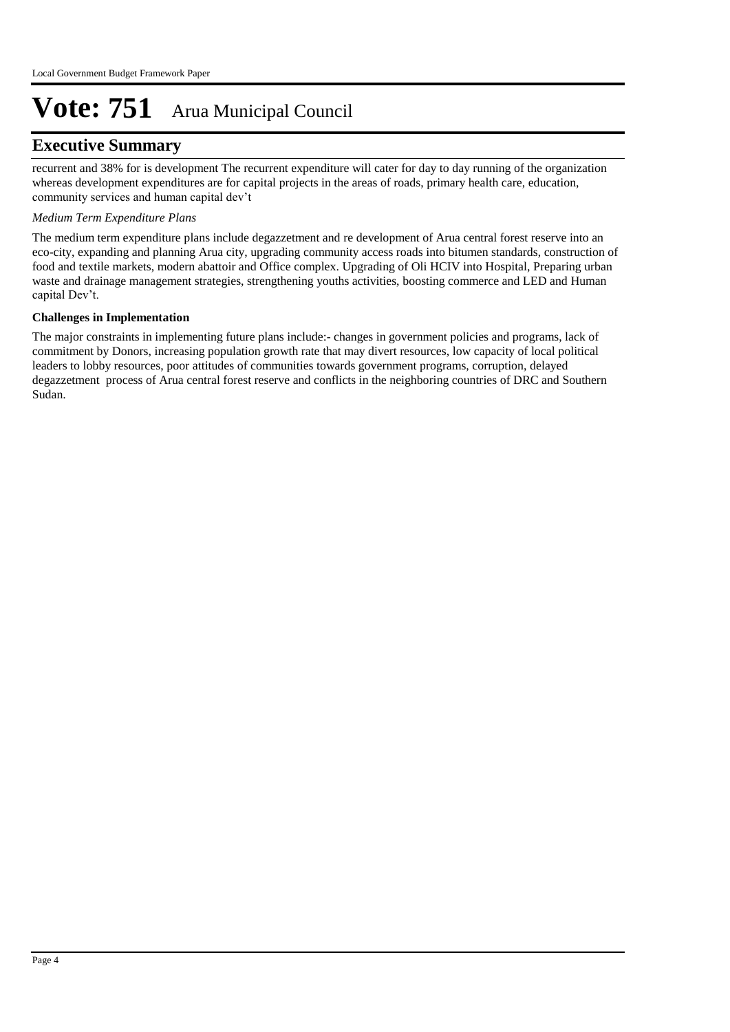# Vote: 751 Arua Municipal Council

## Executive Summary

recurrent and 38% for is development The recurrent expenditure will cater for day to day running of the organization whereas development expenditures are for capital projects in the areas of roads, primary health care, education, community services and human capital dev't

*Medium Term Expenditure Plans*

The medium term expenditure plans include degazzetment and re development of Arua central forest reserve into an eco-city, expanding and planning Arua city, upgrading community access roads into bitumen standards, construction of food and textile markets, modern abattoir and Office complex. Upgrading of Oli HCIV into Hospital, Preparing urban waste and drainage management strategies, strengthening youths activities, boosting commerce and LED and Human capital Dev't.

**Challenges in Implementation**

The major constraints in implementing future plans include:- changes in government policies and programs, lack of commitment by Donors, increasing population growth rate that may divert resources, low capacity of local political leaders to lobby resources, poor attitudes of communities towards government programs, corruption, delayed degazzetment process of Arua central forest reserve and conflicts in the neighboring countries of DRC and Southern Sudan.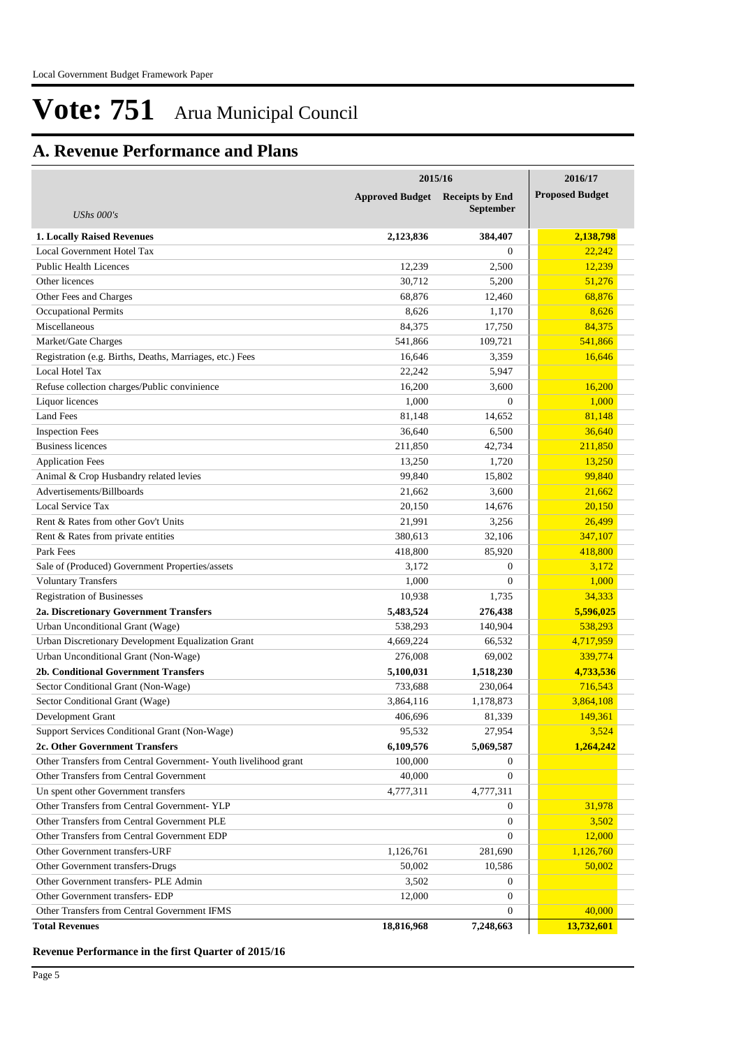# Vote: 751 Arua Municipal Council

## A. Revenue Performance and Plans

| *UShs 000's* | 2015/16 Approved Budget | 2015/16 Receipts by End September | 2016/17 Proposed Budget |
|---|---|---|---|
| **1. Locally Raised Revenues** | **2,123,836** | **384,407** | **2,138,798** |
| Local Government Hotel Tax | | 0 | 22,242 |
| Public Health Licences | 12,239 | 2,500 | 12,239 |
| Other licences | 30,712 | 5,200 | 51,276 |
| Other Fees and Charges | 68,876 | 12,460 | 68,876 |
| Occupational Permits | 8,626 | 1,170 | 8,626 |
| Miscellaneous | 84,375 | 17,750 | 84,375 |
| Market/Gate Charges | 541,866 | 109,721 | 541,866 |
| Registration (e.g. Births, Deaths, Marriages, etc.) Fees | 16,646 | 3,359 | 16,646 |
| Local Hotel Tax | 22,242 | 5,947 | |
| Refuse collection charges/Public convinience | 16,200 | 3,600 | 16,200 |
| Liquor licences | 1,000 | 0 | 1,000 |
| Land Fees | 81,148 | 14,652 | 81,148 |
| Inspection Fees | 36,640 | 6,500 | 36,640 |
| Business licences | 211,850 | 42,734 | 211,850 |
| Application Fees | 13,250 | 1,720 | 13,250 |
| Animal & Crop Husbandry related levies | 99,840 | 15,802 | 99,840 |
| Advertisements/Billboards | 21,662 | 3,600 | 21,662 |
| Local Service Tax | 20,150 | 14,676 | 20,150 |
| Rent & Rates from other Gov't Units | 21,991 | 3,256 | 26,499 |
| Rent & Rates from private entities | 380,613 | 32,106 | 347,107 |
| Park Fees | 418,800 | 85,920 | 418,800 |
| Sale of (Produced) Government Properties/assets | 3,172 | 0 | 3,172 |
| Voluntary Transfers | 1,000 | 0 | 1,000 |
| Registration of Businesses | 10,938 | 1,735 | 34,333 |
| **2a. Discretionary Government Transfers** | **5,483,524** | **276,438** | **5,596,025** |
| Urban Unconditional Grant (Wage) | 538,293 | 140,904 | 538,293 |
| Urban Discretionary Development Equalization Grant | 4,669,224 | 66,532 | 4,717,959 |
| Urban Unconditional Grant (Non-Wage) | 276,008 | 69,002 | 339,774 |
| **2b. Conditional Government Transfers** | **5,100,031** | **1,518,230** | **4,733,536** |
| Sector Conditional Grant (Non-Wage) | 733,688 | 230,064 | 716,543 |
| Sector Conditional Grant (Wage) | 3,864,116 | 1,178,873 | 3,864,108 |
| Development Grant | 406,696 | 81,339 | 149,361 |
| Support Services Conditional Grant (Non-Wage) | 95,532 | 27,954 | 3,524 |
| **2c. Other Government Transfers** | **6,109,576** | **5,069,587** | **1,264,242** |
| Other Transfers from Central Government- Youth livelihood grant | 100,000 | 0 | |
| Other Transfers from Central Government | 40,000 | 0 | |
| Un spent other Government transfers | 4,777,311 | 4,777,311 | |
| Other Transfers from Central Government- YLP | | 0 | 31,978 |
| Other Transfers from Central Government PLE | | 0 | 3,502 |
| Other Transfers from Central Government EDP | | 0 | 12,000 |
| Other Government transfers-URF | 1,126,761 | 281,690 | 1,126,760 |
| Other Government transfers-Drugs | 50,002 | 10,586 | 50,002 |
| Other Government transfers- PLE Admin | 3,502 | 0 | |
| Other Government transfers- EDP | 12,000 | 0 | |
| Other Transfers from Central Government IFMS | | 0 | 40,000 |
| **Total Revenues** | **18,816,968** | **7,248,663** | **13,732,601** |

**Revenue Performance in the first Quarter of 2015/16**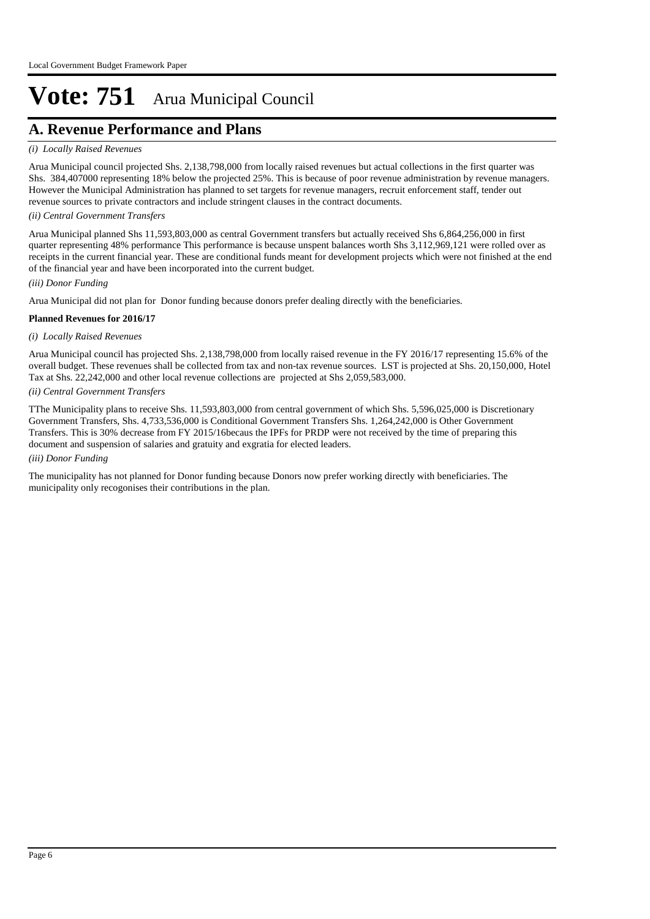Local Government Budget Framework Paper

# Vote: 751 Arua Municipal Council

## A. Revenue Performance and Plans

*(i) Locally Raised Revenues*

Arua Municipal council projected Shs. 2,138,798,000 from locally raised revenues but actual collections in the first quarter was Shs. 384,407000 representing 18% below the projected 25%. This is because of poor revenue administration by revenue managers. However the Municipal Administration has planned to set targets for revenue managers, recruit enforcement staff, tender out revenue sources to private contractors and include stringent clauses in the contract documents.

*(ii) Central Government Transfers*

Arua Municipal planned Shs 11,593,803,000 as central Government transfers but actually received Shs 6,864,256,000 in first quarter representing 48% performance This performance is because unspent balances worth Shs 3,112,969,121 were rolled over as receipts in the current financial year. These are conditional funds meant for development projects which were not finished at the end of the financial year and have been incorporated into the current budget.

*(iii) Donor Funding*

Arua Municipal did not plan for Donor funding because donors prefer dealing directly with the beneficiaries.

**Planned Revenues for 2016/17**

*(i) Locally Raised Revenues*

Arua Municipal council has projected Shs. 2,138,798,000 from locally raised revenue in the FY 2016/17 representing 15.6% of the overall budget. These revenues shall be collected from tax and non-tax revenue sources. LST is projected at Shs. 20,150,000, Hotel Tax at Shs. 22,242,000 and other local revenue collections are projected at Shs 2,059,583,000.

*(ii) Central Government Transfers*

TThe Municipality plans to receive Shs. 11,593,803,000 from central government of which Shs. 5,596,025,000 is Discretionary Government Transfers, Shs. 4,733,536,000 is Conditional Government Transfers Shs. 1,264,242,000 is Other Government Transfers. This is 30% decrease from FY 2015/16becaus the IPFs for PRDP were not received by the time of preparing this document and suspension of salaries and gratuity and exgratia for elected leaders.

*(iii) Donor Funding*

The municipality has not planned for Donor funding because Donors now prefer working directly with beneficiaries. The municipality only recogonises their contributions in the plan.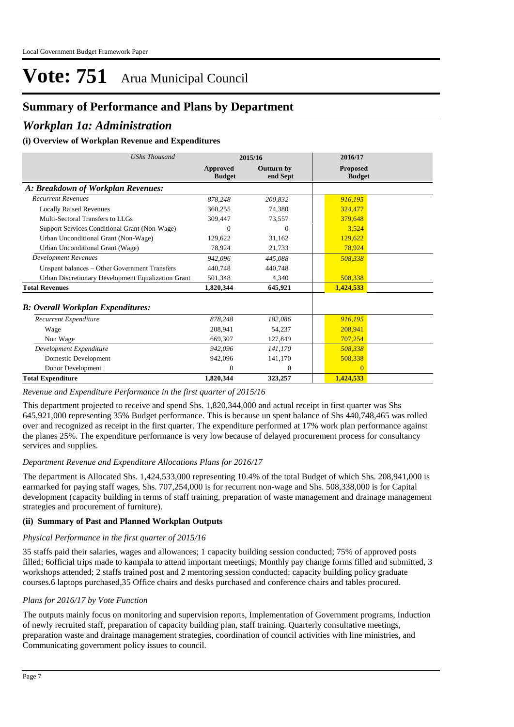# Vote: 751 Arua Municipal Council

## Summary of Performance and Plans by Department

## *Workplan 1a: Administration*

### (i) Overview of Workplan Revenue and Expenditures

| *UShs Thousand* | 2015/16 | | 2016/17 |
|---|---|---|---|
| | **Approved Budget** | **Outturn by end Sept** | **Proposed Budget** |
| ***A: Breakdown of Workplan Revenues:*** | | | |
| *Recurrent Revenues* | *878,248* | *200,832* | *916,195* |
| Locally Raised Revenues | 360,255 | 74,380 | 324,477 |
| Multi-Sectoral Transfers to LLGs | 309,447 | 73,557 | 379,648 |
| Support Services Conditional Grant (Non-Wage) | 0 | 0 | 3,524 |
| Urban Unconditional Grant (Non-Wage) | 129,622 | 31,162 | 129,622 |
| Urban Unconditional Grant (Wage) | 78,924 | 21,733 | 78,924 |
| *Development Revenues* | *942,096* | *445,088* | *508,338* |
| Unspent balances – Other Government Transfers | 440,748 | 440,748 | |
| Urban Discretionary Development Equalization Grant | 501,348 | 4,340 | 508,338 |
| **Total Revenues** | **1,820,344** | **645,921** | **1,424,533** |
| ***B: Overall Workplan Expenditures:*** | | | |
| *Recurrent Expenditure* | *878,248* | *182,086* | *916,195* |
| Wage | 208,941 | 54,237 | 208,941 |
| Non Wage | 669,307 | 127,849 | 707,254 |
| *Development Expenditure* | *942,096* | *141,170* | *508,338* |
| Domestic Development | 942,096 | 141,170 | 508,338 |
| Donor Development | 0 | 0 | 0 |
| **Total Expenditure** | **1,820,344** | **323,257** | **1,424,533** |

*Revenue and Expenditure Performance in the first quarter of 2015/16*

This department projected to receive and spend Shs. 1,820,344,000 and actual receipt in first quarter was Shs 645,921,000 representing 35% Budget performance. This is because un spent balance of Shs 440,748,465 was rolled over and recognized as receipt in the first quarter. The expenditure performed at 17% work plan performance against the planes 25%. The expenditure performance is very low because of delayed procurement process for consultancy services and supplies.

*Department Revenue and Expenditure Allocations Plans for 2016/17*

The department is Allocated Shs. 1,424,533,000 representing 10.4% of the total Budget of which Shs. 208,941,000 is earmarked for paying staff wages, Shs. 707,254,000 is for recurrent non-wage and Shs. 508,338,000 is for Capital development (capacity building in terms of staff training, preparation of waste management and drainage management strategies and procurement of furniture).

### (ii) Summary of Past and Planned Workplan Outputs

*Physical Performance in the first quarter of 2015/16*

35 staffs paid their salaries, wages and allowances; 1 capacity building session conducted; 75% of approved posts filled; 6official trips made to kampala to attend important meetings; Monthly pay change forms filled and submitted, 3 workshops attended; 2 staffs trained post and 2 mentoring session conducted; capacity building policy graduate courses.6 laptops purchased,35 Office chairs and desks purchased and conference chairs and tables procured.

*Plans for 2016/17 by Vote Function*

The outputs mainly focus on monitoring and supervision reports, Implementation of Government programs, Induction of newly recruited staff, preparation of capacity building plan, staff training. Quarterly consultative meetings, preparation waste and drainage management strategies, coordination of council activities with line ministries, and Communicating government policy issues to council.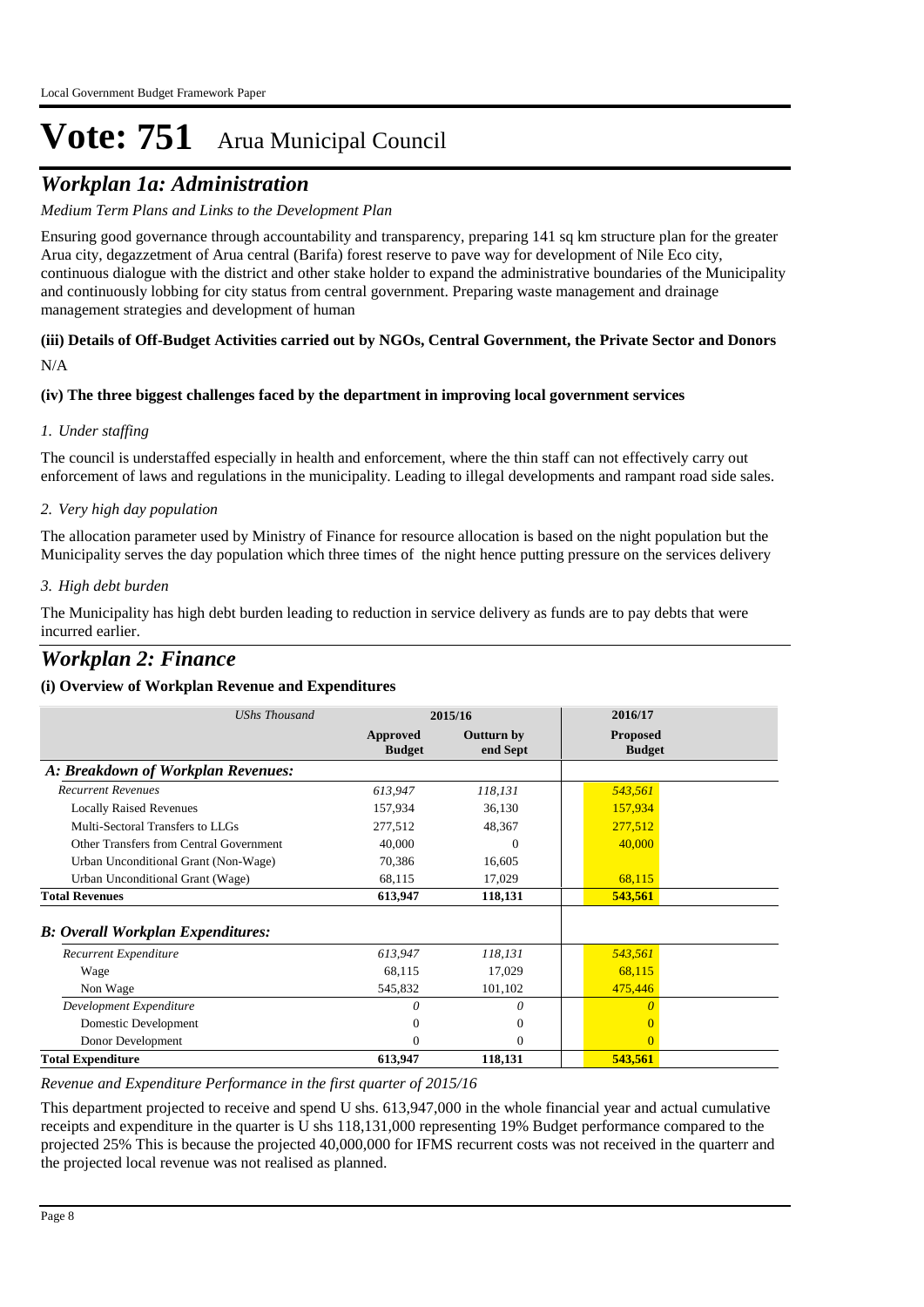# Vote: 751 Arua Municipal Council

## *Workplan 1a: Administration*

*Medium Term Plans and Links to the Development Plan*

Ensuring good governance through accountability and transparency, preparing 141 sq km structure plan for the greater Arua city, degazzetment of Arua central (Barifa) forest reserve to pave way for development of Nile Eco city, continuous dialogue with the district and other stake holder to expand the administrative boundaries of the Municipality and continuously lobbing for city status from central government. Preparing waste management and drainage management strategies and development of human

**(iii) Details of Off-Budget Activities carried out by NGOs, Central Government, the Private Sector and Donors**

N/A

**(iv) The three biggest challenges faced by the department in improving local government services**

*1. Under staffing*

The council is understaffed especially in health and enforcement, where the thin staff can not effectively carry out enforcement of laws and regulations in the municipality. Leading to illegal developments and rampant road side sales.

*2. Very high day population*

The allocation parameter used by Ministry of Finance for resource allocation is based on the night population but the Municipality serves the day population which three times of the night hence putting pressure on the services delivery

*3. High debt burden*

The Municipality has high debt burden leading to reduction in service delivery as funds are to pay debts that were incurred earlier.

## *Workplan 2: Finance*

**(i) Overview of Workplan Revenue and Expenditures**

| *UShs Thousand* | 2015/16 | | 2016/17 |
|---|---|---|---|
| | **Approved Budget** | **Outturn by end Sept** | **Proposed Budget** |
| ***A: Breakdown of Workplan Revenues:*** | | | |
| *Recurrent Revenues* | *613,947* | *118,131* | *543,561* |
| Locally Raised Revenues | 157,934 | 36,130 | 157,934 |
| Multi-Sectoral Transfers to LLGs | 277,512 | 48,367 | 277,512 |
| Other Transfers from Central Government | 40,000 | 0 | 40,000 |
| Urban Unconditional Grant (Non-Wage) | 70,386 | 16,605 | |
| Urban Unconditional Grant (Wage) | 68,115 | 17,029 | 68,115 |
| **Total Revenues** | **613,947** | **118,131** | **543,561** |
| ***B: Overall Workplan Expenditures:*** | | | |
| *Recurrent Expenditure* | *613,947* | *118,131* | *543,561* |
| Wage | 68,115 | 17,029 | 68,115 |
| Non Wage | 545,832 | 101,102 | 475,446 |
| *Development Expenditure* | *0* | *0* | *0* |
| Domestic Development | 0 | 0 | 0 |
| Donor Development | 0 | 0 | 0 |
| **Total Expenditure** | **613,947** | **118,131** | **543,561** |

*Revenue and Expenditure Performance in the first quarter of 2015/16*

This department projected to receive and spend U shs. 613,947,000 in the whole financial year and actual cumulative receipts and expenditure in the quarter is U shs 118,131,000 representing 19% Budget performance compared to the projected 25% This is because the projected 40,000,000 for IFMS recurrent costs was not received in the quarterr and the projected local revenue was not realised as planned.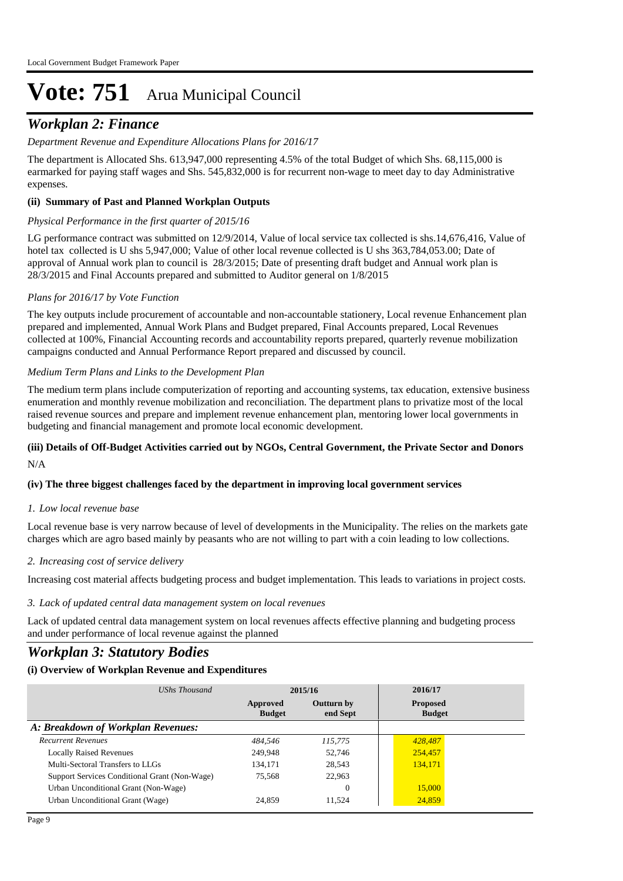# Vote: 751 Arua Municipal Council

## *Workplan 2: Finance*

*Department Revenue and Expenditure Allocations Plans for 2016/17*

The department is Allocated Shs. 613,947,000 representing 4.5% of the total Budget of which Shs. 68,115,000 is earmarked for paying staff wages and Shs. 545,832,000 is for recurrent non-wage to meet day to day Administrative expenses.

### (ii) Summary of Past and Planned Workplan Outputs

*Physical Performance in the first quarter of 2015/16*

LG performance contract was submitted on 12/9/2014, Value of local service tax collected is shs.14,676,416, Value of hotel tax collected is U shs 5,947,000; Value of other local revenue collected is U shs 363,784,053.00; Date of approval of Annual work plan to council is 28/3/2015; Date of presenting draft budget and Annual work plan is 28/3/2015 and Final Accounts prepared and submitted to Auditor general on 1/8/2015

*Plans for 2016/17 by Vote Function*

The key outputs include procurement of accountable and non-accountable stationery, Local revenue Enhancement plan prepared and implemented, Annual Work Plans and Budget prepared, Final Accounts prepared, Local Revenues collected at 100%, Financial Accounting records and accountability reports prepared, quarterly revenue mobilization campaigns conducted and Annual Performance Report prepared and discussed by council.

*Medium Term Plans and Links to the Development Plan*

The medium term plans include computerization of reporting and accounting systems, tax education, extensive business enumeration and monthly revenue mobilization and reconciliation. The department plans to privatize most of the local raised revenue sources and prepare and implement revenue enhancement plan, mentoring lower local governments in budgeting and financial management and promote local economic development.

### (iii) Details of Off-Budget Activities carried out by NGOs, Central Government, the Private Sector and Donors

N/A

### (iv) The three biggest challenges faced by the department in improving local government services

*1. Low local revenue base*

Local revenue base is very narrow because of level of developments in the Municipality. The relies on the markets gate charges which are agro based mainly by peasants who are not willing to part with a coin leading to low collections.

*2. Increasing cost of service delivery*

Increasing cost material affects budgeting process and budget implementation. This leads to variations in project costs.

*3. Lack of updated central data management system on local revenues*

Lack of updated central data management system on local revenues affects effective planning and budgeting process and under performance of local revenue against the planned

## *Workplan 3: Statutory Bodies*

### (i) Overview of Workplan Revenue and Expenditures

| *UShs Thousand* | 2015/16 | | 2016/17 |
|---|---|---|---|
| | **Approved Budget** | **Outturn by end Sept** | **Proposed Budget** |
| ***A: Breakdown of Workplan Revenues:*** | | | |
| *Recurrent Revenues* | *484,546* | *115,775* | *428,487* |
| Locally Raised Revenues | 249,948 | 52,746 | 254,457 |
| Multi-Sectoral Transfers to LLGs | 134,171 | 28,543 | 134,171 |
| Support Services Conditional Grant (Non-Wage) | 75,568 | 22,963 | |
| Urban Unconditional Grant (Non-Wage) | | 0 | 15,000 |
| Urban Unconditional Grant (Wage) | 24,859 | 11,524 | 24,859 |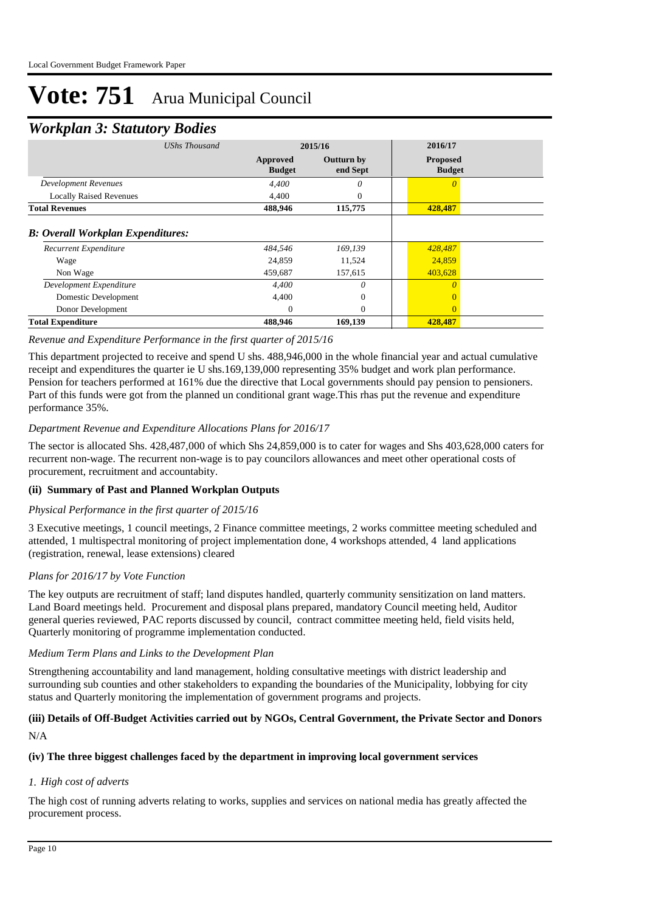# Vote: 751 Arua Municipal Council

## *Workplan 3: Statutory Bodies*

| *UShs Thousand* | 2015/16 | | 2016/17 |
|---|---|---|---|
| | **Approved Budget** | **Outturn by end Sept** | **Proposed Budget** |
| *Development Revenues* | *4,400* | *0* | *0* |
| Locally Raised Revenues | 4,400 | 0 | |
| **Total Revenues** | **488,946** | **115,775** | **428,487** |
| ***B: Overall Workplan Expenditures:*** | | | |
| *Recurrent Expenditure* | *484,546* | *169,139* | *428,487* |
| Wage | 24,859 | 11,524 | 24,859 |
| Non Wage | 459,687 | 157,615 | 403,628 |
| *Development Expenditure* | *4,400* | *0* | *0* |
| Domestic Development | 4,400 | 0 | 0 |
| Donor Development | 0 | 0 | 0 |
| **Total Expenditure** | **488,946** | **169,139** | **428,487** |

*Revenue and Expenditure Performance in the first quarter of 2015/16*

This department projected to receive and spend U shs. 488,946,000 in the whole financial year and actual cumulative receipt and expenditures the quarter ie U shs.169,139,000 representing 35% budget and work plan performance. Pension for teachers performed at 161% due the directive that Local governments should pay pension to pensioners. Part of this funds were got from the planned un conditional grant wage.This rhas put the revenue and expenditure performance 35%.

*Department Revenue and Expenditure Allocations Plans for 2016/17*

The sector is allocated Shs. 428,487,000 of which Shs 24,859,000 is to cater for wages and Shs 403,628,000 caters for recurrent non-wage. The recurrent non-wage is to pay councilors allowances and meet other operational costs of procurement, recruitment and accountabity.

**(ii) Summary of Past and Planned Workplan Outputs**

*Physical Performance in the first quarter of 2015/16*

3 Executive meetings, 1 council meetings, 2 Finance committee meetings, 2 works committee meeting scheduled and attended, 1 multispectral monitoring of project implementation done, 4 workshops attended, 4 land applications (registration, renewal, lease extensions) cleared

*Plans for 2016/17 by Vote Function*

The key outputs are recruitment of staff; land disputes handled, quarterly community sensitization on land matters. Land Board meetings held. Procurement and disposal plans prepared, mandatory Council meeting held, Auditor general queries reviewed, PAC reports discussed by council, contract committee meeting held, field visits held, Quarterly monitoring of programme implementation conducted.

*Medium Term Plans and Links to the Development Plan*

Strengthening accountability and land management, holding consultative meetings with district leadership and surrounding sub counties and other stakeholders to expanding the boundaries of the Municipality, lobbying for city status and Quarterly monitoring the implementation of government programs and projects.

**(iii) Details of Off-Budget Activities carried out by NGOs, Central Government, the Private Sector and Donors**

N/A

**(iv) The three biggest challenges faced by the department in improving local government services**

*1. High cost of adverts*

The high cost of running adverts relating to works, supplies and services on national media has greatly affected the procurement process.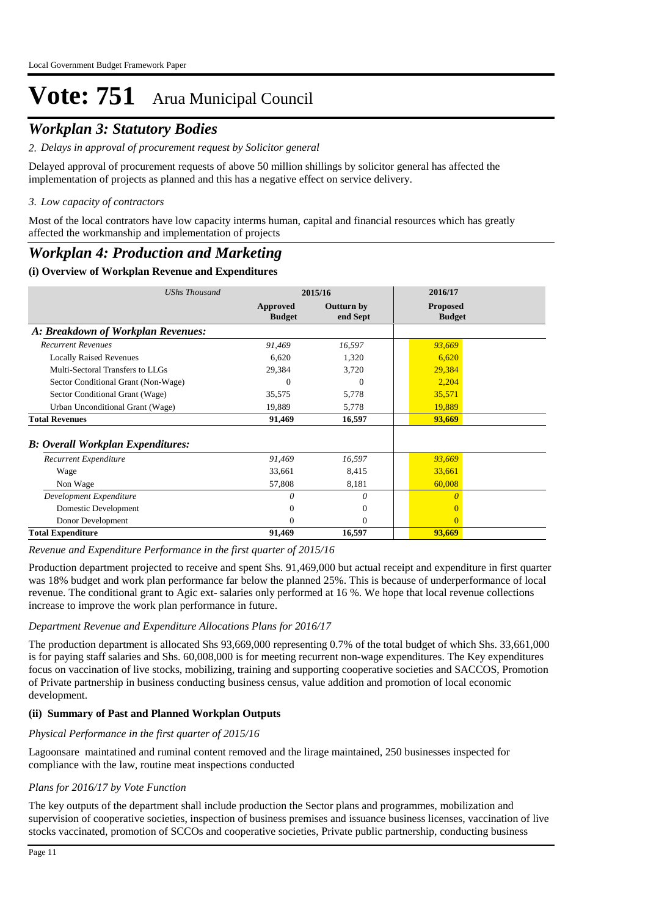# Vote: 751 Arua Municipal Council

## *Workplan 3: Statutory Bodies*

*2. Delays in approval of procurement request by Solicitor general*

Delayed approval of procurement requests of above 50 million shillings by solicitor general has affected the implementation of projects as planned and this has a negative effect on service delivery.

*3. Low capacity of contractors*

Most of the local contrators have low capacity interms human, capital and financial resources which has greatly affected the workmanship and implementation of projects

## *Workplan 4: Production and Marketing*

### (i) Overview of Workplan Revenue and Expenditures

| *UShs Thousand* | 2015/16 | | 2016/17 |
|---|---|---|---|
| | **Approved Budget** | **Outturn by end Sept** | **Proposed Budget** |
| ***A: Breakdown of Workplan Revenues:*** | | | |
| *Recurrent Revenues* | *91,469* | *16,597* | *93,669* |
| Locally Raised Revenues | 6,620 | 1,320 | 6,620 |
| Multi-Sectoral Transfers to LLGs | 29,384 | 3,720 | 29,384 |
| Sector Conditional Grant (Non-Wage) | 0 | 0 | 2,204 |
| Sector Conditional Grant (Wage) | 35,575 | 5,778 | 35,571 |
| Urban Unconditional Grant (Wage) | 19,889 | 5,778 | 19,889 |
| **Total Revenues** | **91,469** | **16,597** | **93,669** |
| ***B: Overall Workplan Expenditures:*** | | | |
| *Recurrent Expenditure* | *91,469* | *16,597* | *93,669* |
| Wage | 33,661 | 8,415 | 33,661 |
| Non Wage | 57,808 | 8,181 | 60,008 |
| *Development Expenditure* | *0* | *0* | *0* |
| Domestic Development | 0 | 0 | 0 |
| Donor Development | 0 | 0 | 0 |
| **Total Expenditure** | **91,469** | **16,597** | **93,669** |

*Revenue and Expenditure Performance in the first quarter of 2015/16*

Production department projected to receive and spent Shs. 91,469,000 but actual receipt and expenditure in first quarter was 18% budget and work plan performance far below the planned 25%. This is because of underperformance of local revenue. The conditional grant to Agic ext- salaries only performed at 16 %. We hope that local revenue collections increase to improve the work plan performance in future.

*Department Revenue and Expenditure Allocations Plans for 2016/17*

The production department is allocated Shs 93,669,000 representing 0.7% of the total budget of which Shs. 33,661,000 is for paying staff salaries and Shs. 60,008,000 is for meeting recurrent non-wage expenditures. The Key expenditures focus on vaccination of live stocks, mobilizing, training and supporting cooperative societies and SACCOS, Promotion of Private partnership in business conducting business census, value addition and promotion of local economic development.

### (ii) Summary of Past and Planned Workplan Outputs

*Physical Performance in the first quarter of 2015/16*

Lagoonsare maintatined and ruminal content removed and the lirage maintained, 250 businesses inspected for compliance with the law, routine meat inspections conducted

*Plans for 2016/17 by Vote Function*

The key outputs of the department shall include production the Sector plans and programmes, mobilization and supervision of cooperative societies, inspection of business premises and issuance business licenses, vaccination of live stocks vaccinated, promotion of SCCOs and cooperative societies, Private public partnership, conducting business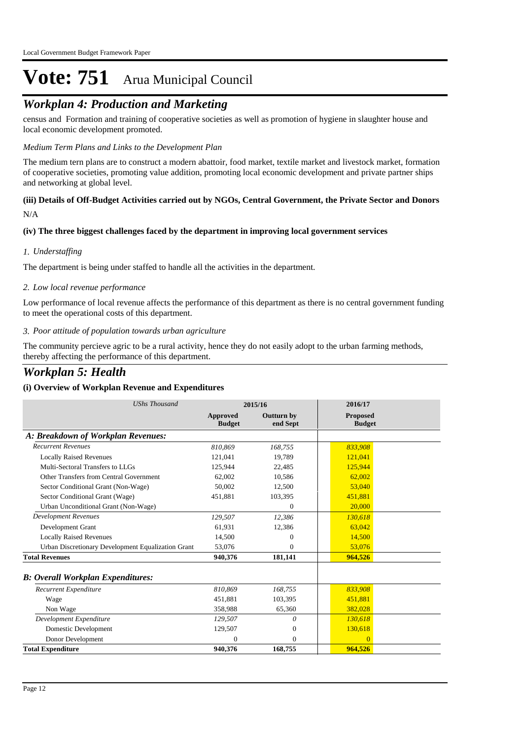# Vote: 751 Arua Municipal Council

## *Workplan 4: Production and Marketing*

census and Formation and training of cooperative societies as well as promotion of hygiene in slaughter house and local economic development promoted.

*Medium Term Plans and Links to the Development Plan*

The medium tern plans are to construct a modern abattoir, food market, textile market and livestock market, formation of cooperative societies, promoting value addition, promoting local economic development and private partner ships and networking at global level.

**(iii) Details of Off-Budget Activities carried out by NGOs, Central Government, the Private Sector and Donors**

N/A

**(iv) The three biggest challenges faced by the department in improving local government services**

*1. Understaffing*

The department is being under staffed to handle all the activities in the department.

*2. Low local revenue performance*

Low performance of local revenue affects the performance of this department as there is no central government funding to meet the operational costs of this department.

*3. Poor attitude of population towards urban agriculture*

The community percieve agric to be a rural activity, hence they do not easily adopt to the urban farming methods, thereby affecting the performance of this department.

## *Workplan 5: Health*

**(i) Overview of Workplan Revenue and Expenditures**

| *UShs Thousand* | 2015/16 | | 2016/17 |
|---|---|---|---|
| | **Approved Budget** | **Outturn by end Sept** | **Proposed Budget** |
| ***A: Breakdown of Workplan Revenues:*** | | | |
| *Recurrent Revenues* | *810,869* | *168,755* | *833,908* |
| Locally Raised Revenues | 121,041 | 19,789 | 121,041 |
| Multi-Sectoral Transfers to LLGs | 125,944 | 22,485 | 125,944 |
| Other Transfers from Central Government | 62,002 | 10,586 | 62,002 |
| Sector Conditional Grant (Non-Wage) | 50,002 | 12,500 | 53,040 |
| Sector Conditional Grant (Wage) | 451,881 | 103,395 | 451,881 |
| Urban Unconditional Grant (Non-Wage) | | 0 | 20,000 |
| *Development Revenues* | *129,507* | *12,386* | *130,618* |
| Development Grant | 61,931 | 12,386 | 63,042 |
| Locally Raised Revenues | 14,500 | 0 | 14,500 |
| Urban Discretionary Development Equalization Grant | 53,076 | 0 | 53,076 |
| **Total Revenues** | **940,376** | **181,141** | **964,526** |
| ***B: Overall Workplan Expenditures:*** | | | |
| *Recurrent Expenditure* | *810,869* | *168,755* | *833,908* |
| Wage | 451,881 | 103,395 | 451,881 |
| Non Wage | 358,988 | 65,360 | 382,028 |
| *Development Expenditure* | *129,507* | *0* | *130,618* |
| Domestic Development | 129,507 | 0 | 130,618 |
| Donor Development | 0 | 0 | 0 |
| **Total Expenditure** | **940,376** | **168,755** | **964,526** |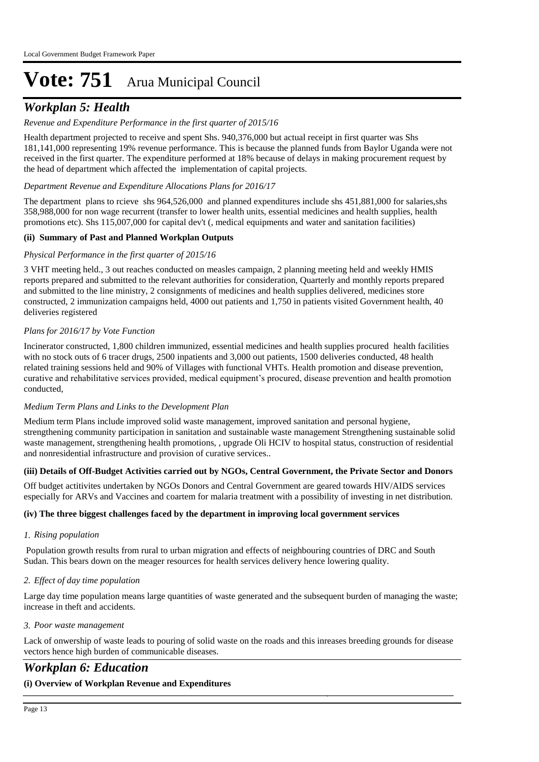# Vote: 751 Arua Municipal Council

## *Workplan 5: Health*

*Revenue and Expenditure Performance in the first quarter of 2015/16*

Health department projected to receive and spent Shs. 940,376,000 but actual receipt in first quarter was Shs 181,141,000 representing 19% revenue performance. This is because the planned funds from Baylor Uganda were not received in the first quarter. The expenditure performed at 18% because of delays in making procurement request by the head of department which affected the implementation of capital projects.

*Department Revenue and Expenditure Allocations Plans for 2016/17*

The department plans to rcieve shs 964,526,000 and planned expenditures include shs 451,881,000 for salaries,shs 358,988,000 for non wage recurrent (transfer to lower health units, essential medicines and health supplies, health promotions etc). Shs 115,007,000 for capital dev't (, medical equipments and water and sanitation facilities)

**(ii) Summary of Past and Planned Workplan Outputs**

*Physical Performance in the first quarter of 2015/16*

3 VHT meeting held., 3 out reaches conducted on measles campaign, 2 planning meeting held and weekly HMIS reports prepared and submitted to the relevant authorities for consideration, Quarterly and monthly reports prepared and submitted to the line ministry, 2 consignments of medicines and health supplies delivered, medicines store constructed, 2 immunization campaigns held, 4000 out patients and 1,750 in patients visited Government health, 40 deliveries registered

*Plans for 2016/17 by Vote Function*

Incinerator constructed, 1,800 children immunized, essential medicines and health supplies procured health facilities with no stock outs of 6 tracer drugs, 2500 inpatients and 3,000 out patients, 1500 deliveries conducted, 48 health related training sessions held and 90% of Villages with functional VHTs. Health promotion and disease prevention, curative and rehabilitative services provided, medical equipment's procured, disease prevention and health promotion conducted,

*Medium Term Plans and Links to the Development Plan*

Medium term Plans include improved solid waste management, improved sanitation and personal hygiene, strengthening community participation in sanitation and sustainable waste management Strengthening sustainable solid waste management, strengthening health promotions, , upgrade Oli HCIV to hospital status, construction of residential and nonresidential infrastructure and provision of curative services..

**(iii) Details of Off-Budget Activities carried out by NGOs, Central Government, the Private Sector and Donors**

Off budget actitivites undertaken by NGOs Donors and Central Government are geared towards HIV/AIDS services especially for ARVs and Vaccines and coartem for malaria treatment with a possibility of investing in net distribution.

**(iv) The three biggest challenges faced by the department in improving local government services**

*1. Rising population*

Population growth results from rural to urban migration and effects of neighbouring countries of DRC and South Sudan. This bears down on the meager resources for health services delivery hence lowering quality.

*2. Effect of day time population*

Large day time population means large quantities of waste generated and the subsequent burden of managing the waste; increase in theft and accidents.

*3. Poor waste management*

Lack of onwership of waste leads to pouring of solid waste on the roads and this inreases breeding grounds for disease vectors hence high burden of communicable diseases.

## *Workplan 6: Education*

**(i) Overview of Workplan Revenue and Expenditures**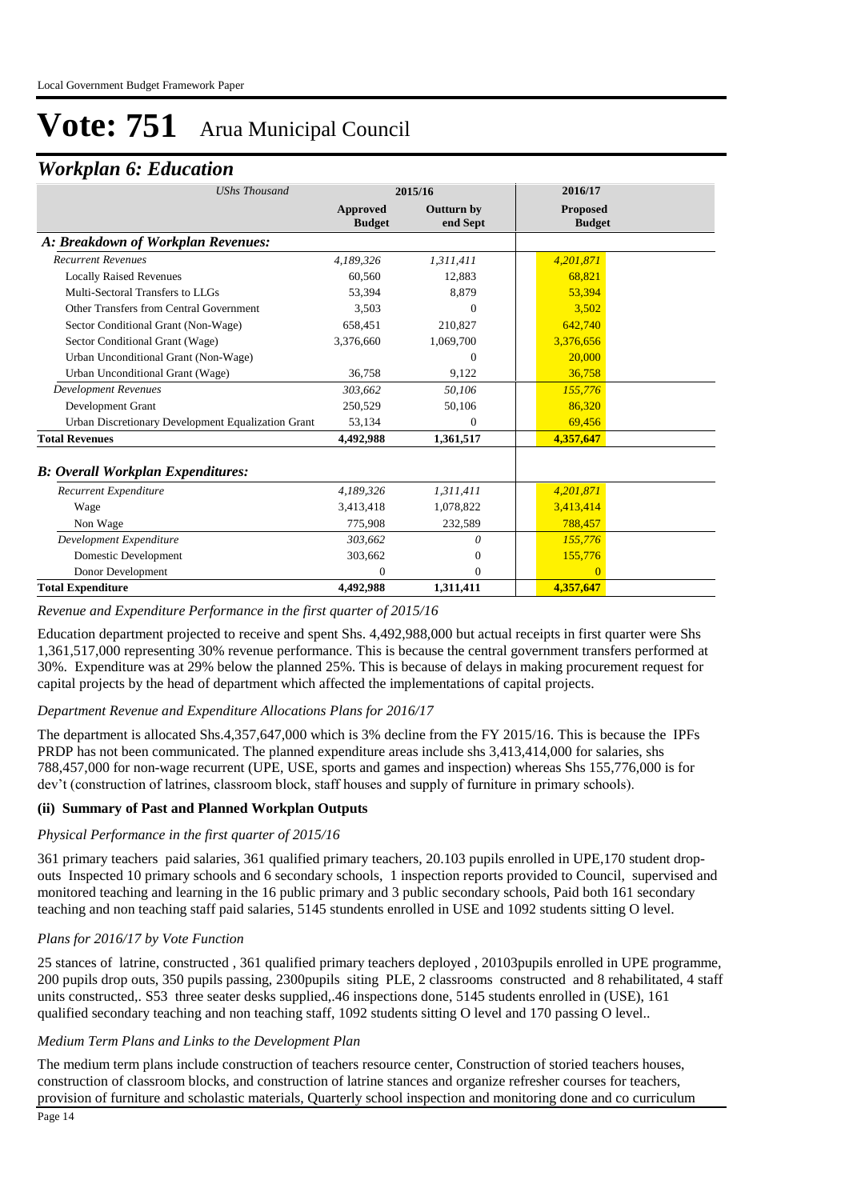# Vote: 751 Arua Municipal Council

## *Workplan 6: Education*

| *UShs Thousand* | 2015/16 | | 2016/17 |
|---|---|---|---|
| | **Approved Budget** | **Outturn by end Sept** | **Proposed Budget** |
| ***A: Breakdown of Workplan Revenues:*** | | | |
| *Recurrent Revenues* | *4,189,326* | *1,311,411* | *4,201,871* |
| Locally Raised Revenues | 60,560 | 12,883 | 68,821 |
| Multi-Sectoral Transfers to LLGs | 53,394 | 8,879 | 53,394 |
| Other Transfers from Central Government | 3,503 | 0 | 3,502 |
| Sector Conditional Grant (Non-Wage) | 658,451 | 210,827 | 642,740 |
| Sector Conditional Grant (Wage) | 3,376,660 | 1,069,700 | 3,376,656 |
| Urban Unconditional Grant (Non-Wage) | | 0 | 20,000 |
| Urban Unconditional Grant (Wage) | 36,758 | 9,122 | 36,758 |
| *Development Revenues* | *303,662* | *50,106* | *155,776* |
| Development Grant | 250,529 | 50,106 | 86,320 |
| Urban Discretionary Development Equalization Grant | 53,134 | 0 | 69,456 |
| **Total Revenues** | **4,492,988** | **1,361,517** | **4,357,647** |
| ***B: Overall Workplan Expenditures:*** | | | |
| *Recurrent Expenditure* | *4,189,326* | *1,311,411* | *4,201,871* |
| Wage | 3,413,418 | 1,078,822 | 3,413,414 |
| Non Wage | 775,908 | 232,589 | 788,457 |
| *Development Expenditure* | *303,662* | *0* | *155,776* |
| Domestic Development | 303,662 | 0 | 155,776 |
| Donor Development | 0 | 0 | 0 |
| **Total Expenditure** | **4,492,988** | **1,311,411** | **4,357,647** |

*Revenue and Expenditure Performance in the first quarter of 2015/16*

Education department projected to receive and spent Shs. 4,492,988,000 but actual receipts in first quarter were Shs 1,361,517,000 representing 30% revenue performance. This is because the central government transfers performed at 30%. Expenditure was at 29% below the planned 25%. This is because of delays in making procurement request for capital projects by the head of department which affected the implementations of capital projects.

*Department Revenue and Expenditure Allocations Plans for 2016/17*

The department is allocated Shs.4,357,647,000 which is 3% decline from the FY 2015/16. This is because the IPFs PRDP has not been communicated. The planned expenditure areas include shs 3,413,414,000 for salaries, shs 788,457,000 for non-wage recurrent (UPE, USE, sports and games and inspection) whereas Shs 155,776,000 is for dev't (construction of latrines, classroom block, staff houses and supply of furniture in primary schools).

**(ii) Summary of Past and Planned Workplan Outputs**

*Physical Performance in the first quarter of 2015/16*

361 primary teachers paid salaries, 361 qualified primary teachers, 20.103 pupils enrolled in UPE,170 student drop-outs Inspected 10 primary schools and 6 secondary schools, 1 inspection reports provided to Council, supervised and monitored teaching and learning in the 16 public primary and 3 public secondary schools, Paid both 161 secondary teaching and non teaching staff paid salaries, 5145 stundents enrolled in USE and 1092 students sitting O level.

*Plans for 2016/17 by Vote Function*

25 stances of latrine, constructed , 361 qualified primary teachers deployed , 20103pupils enrolled in UPE programme, 200 pupils drop outs, 350 pupils passing, 2300pupils siting PLE, 2 classrooms constructed and 8 rehabilitated, 4 staff units constructed,. S53 three seater desks supplied,.46 inspections done, 5145 students enrolled in (USE), 161 qualified secondary teaching and non teaching staff, 1092 students sitting O level and 170 passing O level..

*Medium Term Plans and Links to the Development Plan*

The medium term plans include construction of teachers resource center, Construction of storied teachers houses, construction of classroom blocks, and construction of latrine stances and organize refresher courses for teachers, provision of furniture and scholastic materials, Quarterly school inspection and monitoring done and co curriculum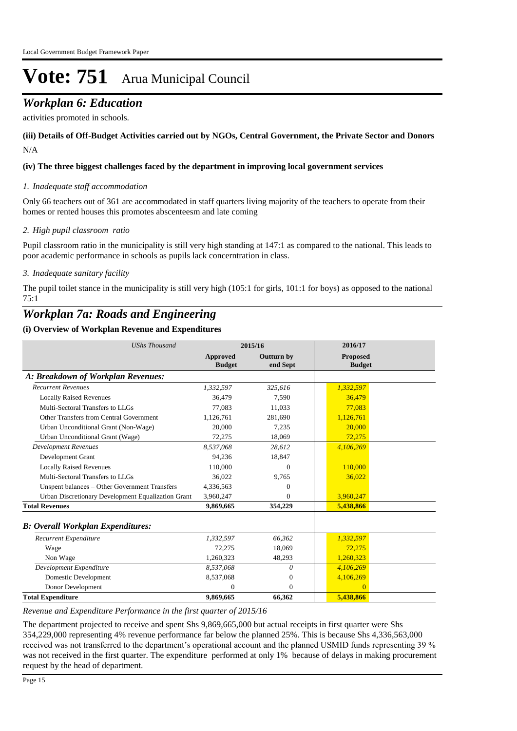# Vote: 751 Arua Municipal Council

## *Workplan 6: Education*

activities promoted in schools.

**(iii) Details of Off-Budget Activities carried out by NGOs, Central Government, the Private Sector and Donors**

N/A

**(iv) The three biggest challenges faced by the department in improving local government services**

*1. Inadequate staff accommodation*

Only 66 teachers out of 361 are accommodated in staff quarters living majority of the teachers to operate from their homes or rented houses this promotes abscenteesm and late coming

*2. High pupil classroom ratio*

Pupil classroom ratio in the municipality is still very high standing at 147:1 as compared to the national. This leads to poor academic performance in schools as pupils lack concerntration in class.

*3. Inadequate sanitary facility*

The pupil toilet stance in the municipality is still very high (105:1 for girls, 101:1 for boys) as opposed to the national 75:1

## *Workplan 7a: Roads and Engineering*

**(i) Overview of Workplan Revenue and Expenditures**

| *UShs Thousand* | 2015/16 | | 2016/17 |
|---|---|---|---|
| | **Approved Budget** | **Outturn by end Sept** | **Proposed Budget** |
| ***A: Breakdown of Workplan Revenues:*** | | | |
| *Recurrent Revenues* | *1,332,597* | *325,616* | *1,332,597* |
| Locally Raised Revenues | 36,479 | 7,590 | 36,479 |
| Multi-Sectoral Transfers to LLGs | 77,083 | 11,033 | 77,083 |
| Other Transfers from Central Government | 1,126,761 | 281,690 | 1,126,761 |
| Urban Unconditional Grant (Non-Wage) | 20,000 | 7,235 | 20,000 |
| Urban Unconditional Grant (Wage) | 72,275 | 18,069 | 72,275 |
| *Development Revenues* | *8,537,068* | *28,612* | *4,106,269* |
| Development Grant | 94,236 | 18,847 | |
| Locally Raised Revenues | 110,000 | 0 | 110,000 |
| Multi-Sectoral Transfers to LLGs | 36,022 | 9,765 | 36,022 |
| Unspent balances – Other Government Transfers | 4,336,563 | 0 | |
| Urban Discretionary Development Equalization Grant | 3,960,247 | 0 | 3,960,247 |
| **Total Revenues** | **9,869,665** | **354,229** | **5,438,866** |
| ***B: Overall Workplan Expenditures:*** | | | |
| *Recurrent Expenditure* | *1,332,597* | *66,362* | *1,332,597* |
| Wage | 72,275 | 18,069 | 72,275 |
| Non Wage | 1,260,323 | 48,293 | 1,260,323 |
| *Development Expenditure* | *8,537,068* | *0* | *4,106,269* |
| Domestic Development | 8,537,068 | 0 | 4,106,269 |
| Donor Development | 0 | 0 | 0 |
| **Total Expenditure** | **9,869,665** | **66,362** | **5,438,866** |

*Revenue and Expenditure Performance in the first quarter of 2015/16*

The department projected to receive and spent Shs 9,869,665,000 but actual receipts in first quarter were Shs 354,229,000 representing 4% revenue performance far below the planned 25%. This is because Shs 4,336,563,000 received was not transferred to the department's operational account and the planned USMID funds representing 39 % was not received in the first quarter. The expenditure performed at only 1% because of delays in making procurement request by the head of department.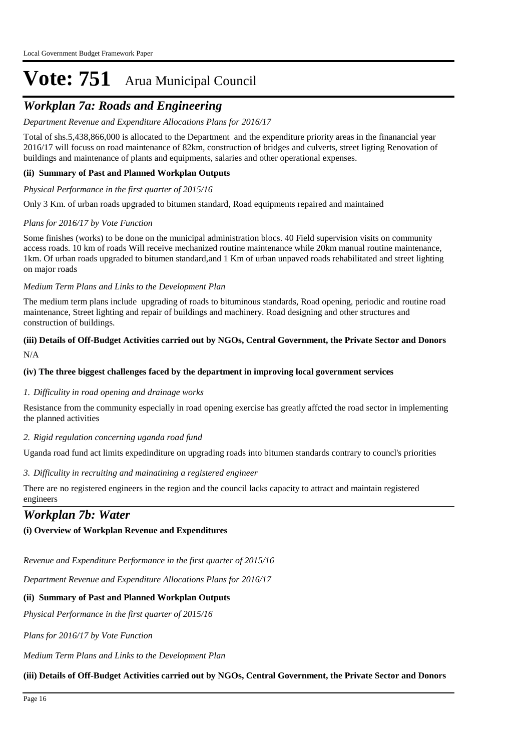# Vote: 751 Arua Municipal Council

## *Workplan 7a: Roads and Engineering*

*Department Revenue and Expenditure Allocations Plans for 2016/17*

Total of shs.5,438,866,000 is allocated to the Department and the expenditure priority areas in the finanancial year 2016/17 will focuss on road maintenance of 82km, construction of bridges and culverts, street ligting Renovation of buildings and maintenance of plants and equipments, salaries and other operational expenses.

**(ii) Summary of Past and Planned Workplan Outputs**

*Physical Performance in the first quarter of 2015/16*

Only 3 Km. of urban roads upgraded to bitumen standard, Road equipments repaired and maintained

*Plans for 2016/17 by Vote Function*

Some finishes (works) to be done on the municipal administration blocs. 40 Field supervision visits on community access roads. 10 km of roads Will receive mechanized routine maintenance while 20km manual routine maintenance, 1km. Of urban roads upgraded to bitumen standard,and 1 Km of urban unpaved roads rehabilitated and street lighting on major roads

*Medium Term Plans and Links to the Development Plan*

The medium term plans include upgrading of roads to bituminous standards, Road opening, periodic and routine road maintenance, Street lighting and repair of buildings and machinery. Road designing and other structures and construction of buildings.

**(iii) Details of Off-Budget Activities carried out by NGOs, Central Government, the Private Sector and Donors**

N/A

**(iv) The three biggest challenges faced by the department in improving local government services**

*1. Difficulity in road opening and drainage works*

Resistance from the community especially in road opening exercise has greatly affcted the road sector in implementing the planned activities

*2. Rigid regulation concerning uganda road fund*

Uganda road fund act limits expedinditure on upgrading roads into bitumen standards contrary to councl's priorities

*3. Difficulity in recruiting and mainatining a registered engineer*

There are no registered engineers in the region and the council lacks capacity to attract and maintain registered engineers

## *Workplan 7b: Water*

**(i) Overview of Workplan Revenue and Expenditures**

*Revenue and Expenditure Performance in the first quarter of 2015/16*

*Department Revenue and Expenditure Allocations Plans for 2016/17*

**(ii) Summary of Past and Planned Workplan Outputs**

*Physical Performance in the first quarter of 2015/16*

*Plans for 2016/17 by Vote Function*

*Medium Term Plans and Links to the Development Plan*

**(iii) Details of Off-Budget Activities carried out by NGOs, Central Government, the Private Sector and Donors**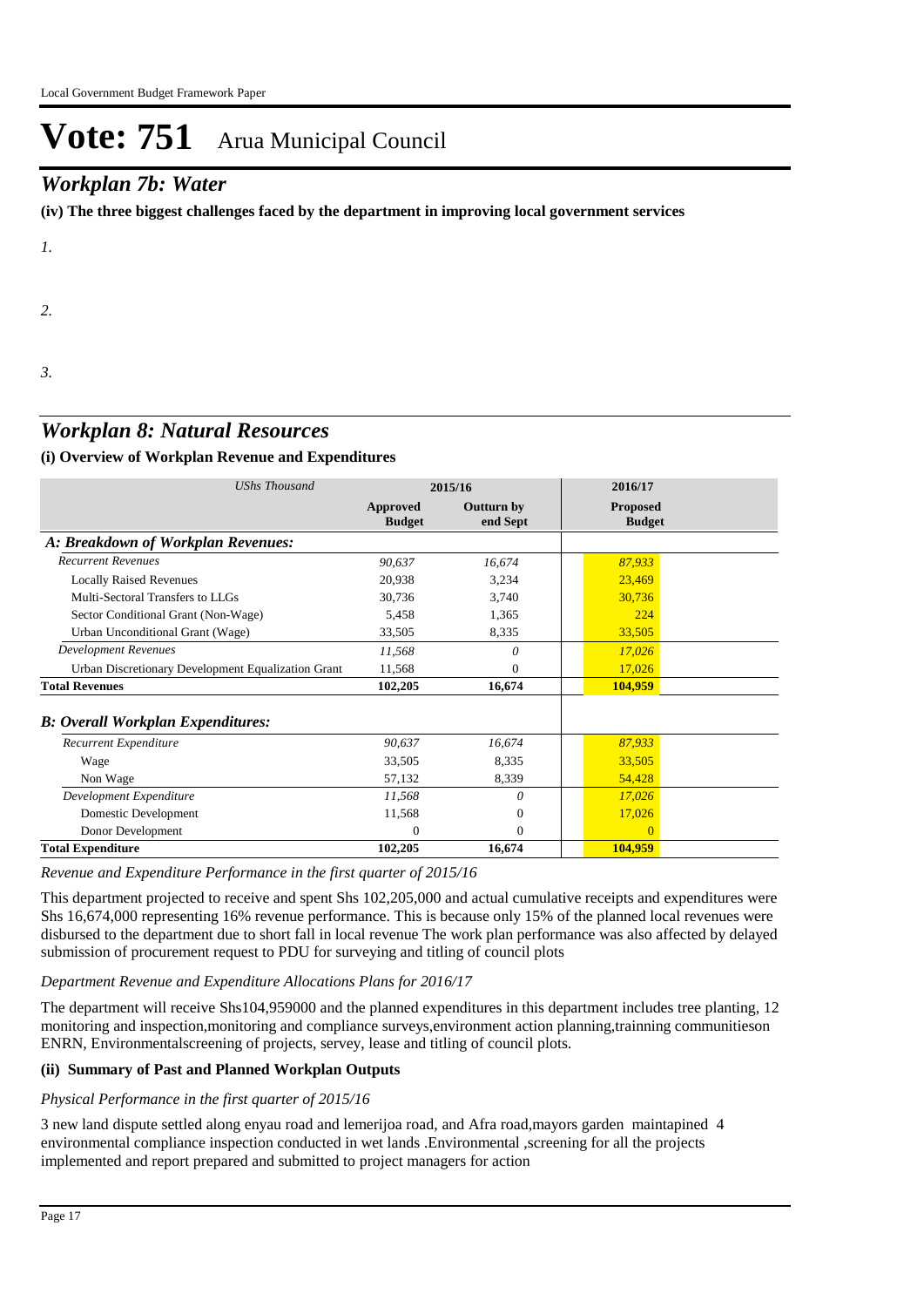# Vote: 751 Arua Municipal Council

## *Workplan 7b: Water*

**(iv) The three biggest challenges faced by the department in improving local government services**

*1.*

*2.*

*3.*

## *Workplan 8: Natural Resources*

**(i) Overview of Workplan Revenue and Expenditures**

| *UShs Thousand* | 2015/16 | | 2016/17 |
|---|---|---|---|
| | **Approved Budget** | **Outturn by end Sept** | **Proposed Budget** |
| ***A: Breakdown of Workplan Revenues:*** | | | |
| *Recurrent Revenues* | *90,637* | *16,674* | *87,933* |
| Locally Raised Revenues | 20,938 | 3,234 | 23,469 |
| Multi-Sectoral Transfers to LLGs | 30,736 | 3,740 | 30,736 |
| Sector Conditional Grant (Non-Wage) | 5,458 | 1,365 | 224 |
| Urban Unconditional Grant (Wage) | 33,505 | 8,335 | 33,505 |
| *Development Revenues* | *11,568* | *0* | *17,026* |
| Urban Discretionary Development Equalization Grant | 11,568 | 0 | 17,026 |
| **Total Revenues** | **102,205** | **16,674** | **104,959** |
| ***B: Overall Workplan Expenditures:*** | | | |
| *Recurrent Expenditure* | *90,637* | *16,674* | *87,933* |
| Wage | 33,505 | 8,335 | 33,505 |
| Non Wage | 57,132 | 8,339 | 54,428 |
| *Development Expenditure* | *11,568* | *0* | *17,026* |
| Domestic Development | 11,568 | 0 | 17,026 |
| Donor Development | 0 | 0 | 0 |
| **Total Expenditure** | **102,205** | **16,674** | **104,959** |

*Revenue and Expenditure Performance in the first quarter of 2015/16*

This department projected to receive and spent Shs 102,205,000 and actual cumulative receipts and expenditures were Shs 16,674,000 representing 16% revenue performance. This is because only 15% of the planned local revenues were disbursed to the department due to short fall in local revenue The work plan performance was also affected by delayed submission of procurement request to PDU for surveying and titling of council plots

*Department Revenue and Expenditure Allocations Plans for 2016/17*

The department will receive Shs104,959000 and the planned expenditures in this department includes tree planting, 12 monitoring and inspection,monitoring and compliance surveys,environment action planning,trainning communitieson ENRN, Environmentalscreening of projects, servey, lease and titling of council plots.

**(ii) Summary of Past and Planned Workplan Outputs**

*Physical Performance in the first quarter of 2015/16*

3 new land dispute settled along enyau road and lemerijoa road, and Afra road,mayors garden maintapined 4 environmental compliance inspection conducted in wet lands .Environmental ,screening for all the projects implemented and report prepared and submitted to project managers for action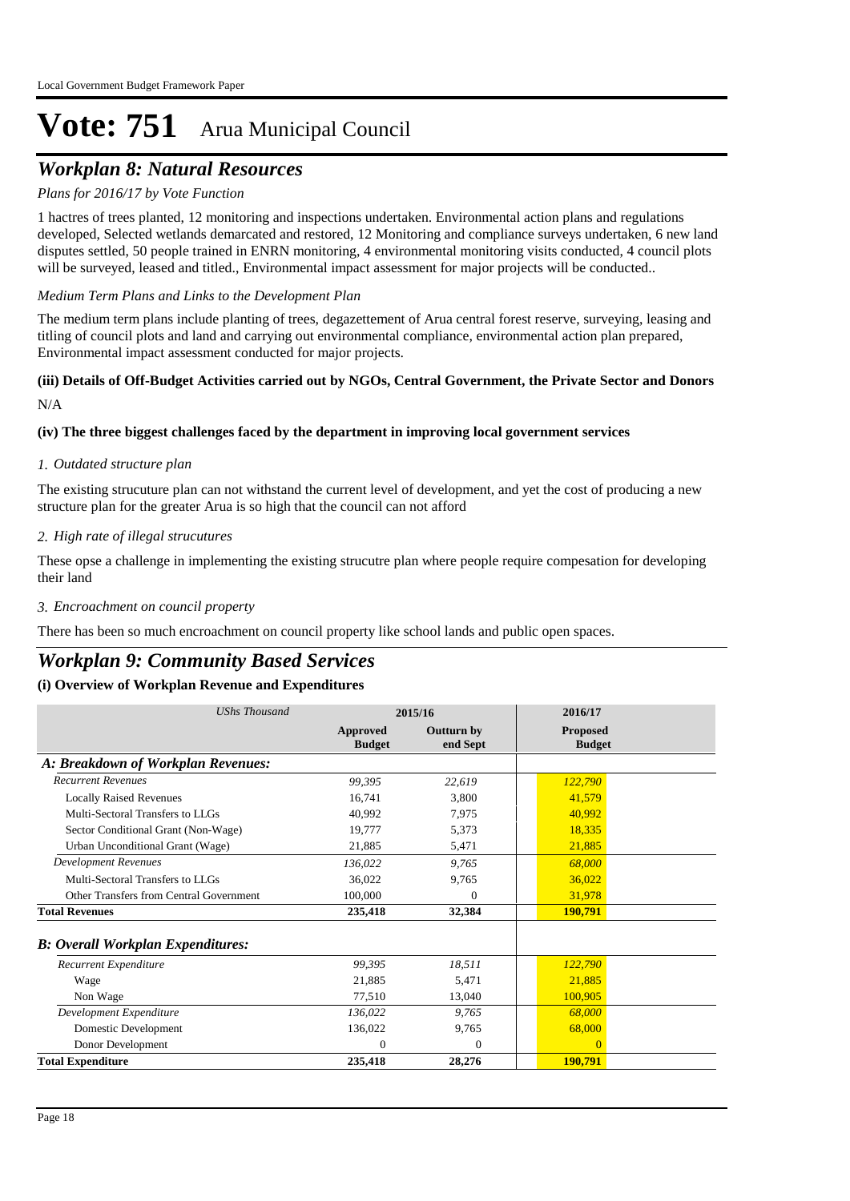# Vote: 751 Arua Municipal Council

## *Workplan 8: Natural Resources*

*Plans for 2016/17 by Vote Function*

1 hactres of trees planted, 12 monitoring and inspections undertaken. Environmental action plans and regulations developed, Selected wetlands demarcated and restored, 12 Monitoring and compliance surveys undertaken, 6 new land disputes settled, 50 people trained in ENRN monitoring, 4 environmental monitoring visits conducted, 4 council plots will be surveyed, leased and titled., Environmental impact assessment for major projects will be conducted..

*Medium Term Plans and Links to the Development Plan*

The medium term plans include planting of trees, degazettement of Arua central forest reserve, surveying, leasing and titling of council plots and land and carrying out environmental compliance, environmental action plan prepared, Environmental impact assessment conducted for major projects.

**(iii) Details of Off-Budget Activities carried out by NGOs, Central Government, the Private Sector and Donors**

N/A

**(iv) The three biggest challenges faced by the department in improving local government services**

*1. Outdated structure plan*

The existing strucuture plan can not withstand the current level of development, and yet the cost of producing a new structure plan for the greater Arua is so high that the council can not afford

*2. High rate of illegal strucutures*

These opse a challenge in implementing the existing strucutre plan where people require compesation for developing their land

*3. Encroachment on council property*

There has been so much encroachment on council property like school lands and public open spaces.

## *Workplan 9: Community Based Services*

**(i) Overview of Workplan Revenue and Expenditures**

| *UShs Thousand* | 2015/16 | | 2016/17 |
|---|---|---|---|
| | **Approved Budget** | **Outturn by end Sept** | **Proposed Budget** |
| ***A: Breakdown of Workplan Revenues:*** | | | |
| *Recurrent Revenues* | *99,395* | *22,619* | *122,790* |
| Locally Raised Revenues | 16,741 | 3,800 | 41,579 |
| Multi-Sectoral Transfers to LLGs | 40,992 | 7,975 | 40,992 |
| Sector Conditional Grant (Non-Wage) | 19,777 | 5,373 | 18,335 |
| Urban Unconditional Grant (Wage) | 21,885 | 5,471 | 21,885 |
| *Development Revenues* | *136,022* | *9,765* | *68,000* |
| Multi-Sectoral Transfers to LLGs | 36,022 | 9,765 | 36,022 |
| Other Transfers from Central Government | 100,000 | 0 | 31,978 |
| **Total Revenues** | **235,418** | **32,384** | **190,791** |
| ***B: Overall Workplan Expenditures:*** | | | |
| *Recurrent Expenditure* | *99,395* | *18,511* | *122,790* |
| Wage | 21,885 | 5,471 | 21,885 |
| Non Wage | 77,510 | 13,040 | 100,905 |
| *Development Expenditure* | *136,022* | *9,765* | *68,000* |
| Domestic Development | 136,022 | 9,765 | 68,000 |
| Donor Development | 0 | 0 | 0 |
| **Total Expenditure** | **235,418** | **28,276** | **190,791** |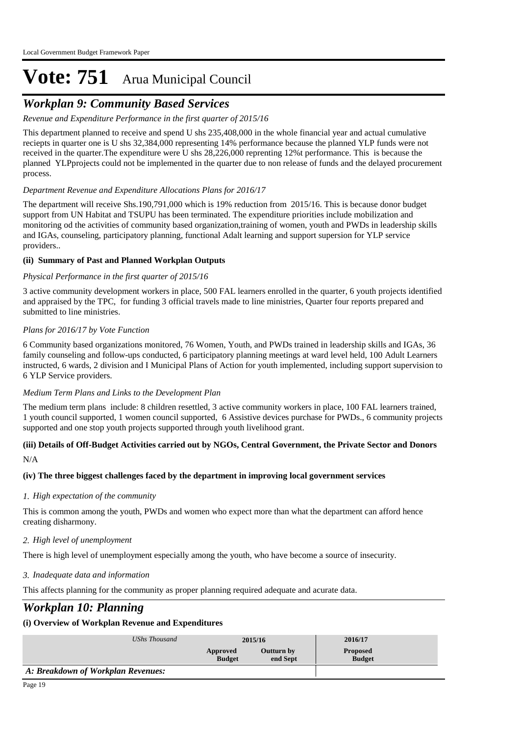# Vote: 751 Arua Municipal Council

## *Workplan 9: Community Based Services*

*Revenue and Expenditure Performance in the first quarter of 2015/16*

This department planned to receive and spend U shs 235,408,000 in the whole financial year and actual cumulative reciepts in quarter one is U shs 32,384,000 representing 14% performance because the planned YLP funds were not received in the quarter.The expenditure were U shs 28,226,000 reprenting 12%t performance. This is because the planned YLPprojects could not be implemented in the quarter due to non release of funds and the delayed procurement process.

*Department Revenue and Expenditure Allocations Plans for 2016/17*

The department will receive Shs.190,791,000 which is 19% reduction from 2015/16. This is because donor budget support from UN Habitat and TSUPU has been terminated. The expenditure priorities include mobilization and monitoring od the activities of community based organization,training of women, youth and PWDs in leadership skills and IGAs, counseling, participatory planning, functional Adalt learning and support supersion for YLP service providers..

**(ii) Summary of Past and Planned Workplan Outputs**

*Physical Performance in the first quarter of 2015/16*

3 active community development workers in place, 500 FAL learners enrolled in the quarter, 6 youth projects identified and appraised by the TPC, for funding 3 official travels made to line ministries, Quarter four reports prepared and submitted to line ministries.

*Plans for 2016/17 by Vote Function*

6 Community based organizations monitored, 76 Women, Youth, and PWDs trained in leadership skills and IGAs, 36 family counseling and follow-ups conducted, 6 participatory planning meetings at ward level held, 100 Adult Learners instructed, 6 wards, 2 division and I Municipal Plans of Action for youth implemented, including support supervision to 6 YLP Service providers.

*Medium Term Plans and Links to the Development Plan*

The medium term plans include: 8 children resettled, 3 active community workers in place, 100 FAL learners trained, 1 youth council supported, 1 women council supported, 6 Assistive devices purchase for PWDs., 6 community projects supported and one stop youth projects supported through youth livelihood grant.

**(iii) Details of Off-Budget Activities carried out by NGOs, Central Government, the Private Sector and Donors**

N/A

**(iv) The three biggest challenges faced by the department in improving local government services**

*1. High expectation of the community*

This is common among the youth, PWDs and women who expect more than what the department can afford hence creating disharmony.

*2. High level of unemployment*

There is high level of unemployment especially among the youth, who have become a source of insecurity.

*3. Inadequate data and information*

This affects planning for the community as proper planning required adequate and acurate data.

## *Workplan 10: Planning*

**(i) Overview of Workplan Revenue and Expenditures**

| *UShs Thousand* | 2015/16 | | 2016/17 |
|---|---|---|---|
| | Approved Budget | Outturn by end Sept | Proposed Budget |
| ***A: Breakdown of Workplan Revenues:*** | | | |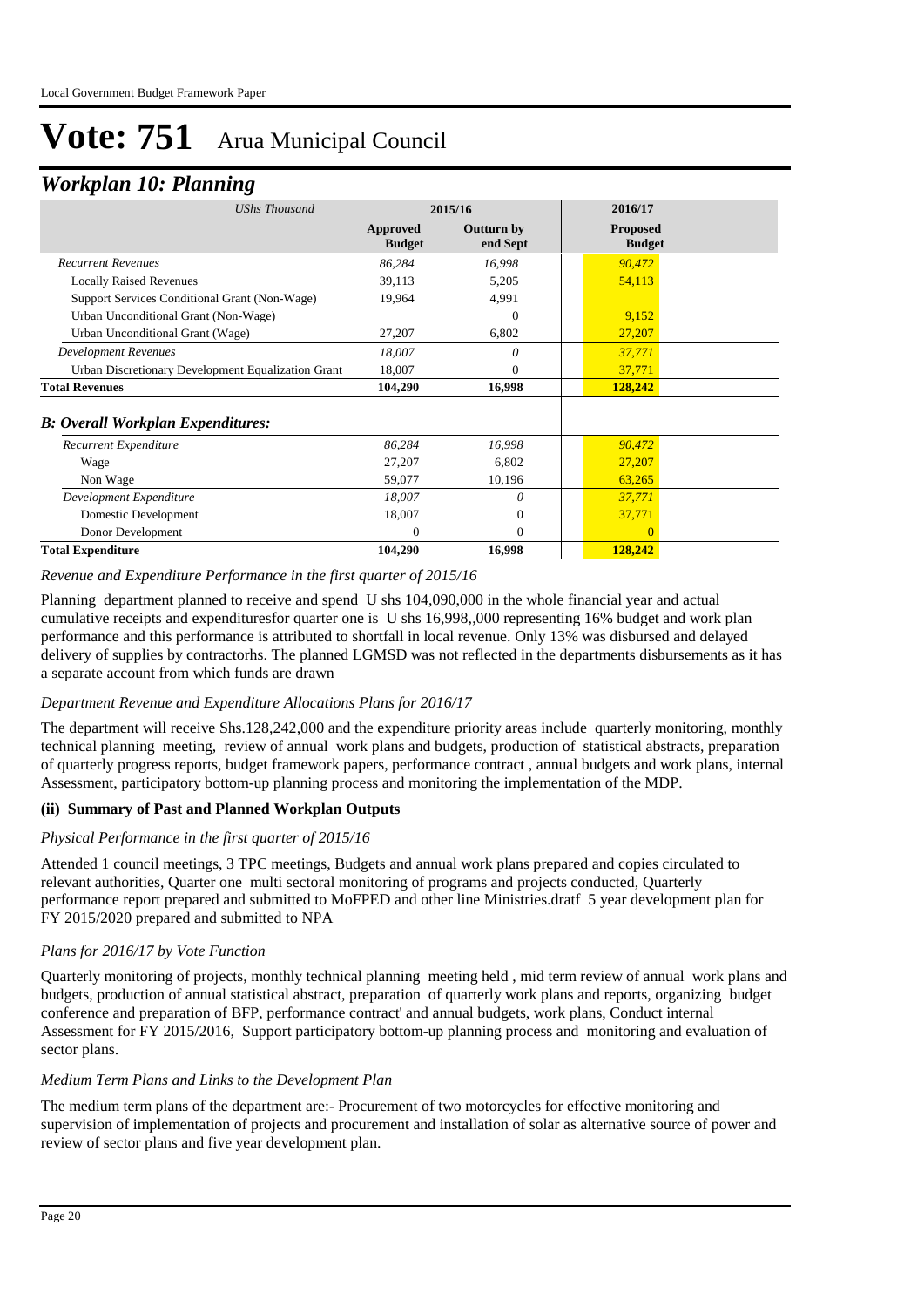# Vote: 751 Arua Municipal Council

## Workplan 10: Planning

| *UShs Thousand* | 2015/16 | | 2016/17 |
|---|---|---|---|
| | **Approved Budget** | **Outturn by end Sept** | **Proposed Budget** |
| *Recurrent Revenues* | *86,284* | *16,998* | *90,472* |
| Locally Raised Revenues | 39,113 | 5,205 | 54,113 |
| Support Services Conditional Grant (Non-Wage) | 19,964 | 4,991 | |
| Urban Unconditional Grant (Non-Wage) | | 0 | 9,152 |
| Urban Unconditional Grant (Wage) | 27,207 | 6,802 | 27,207 |
| *Development Revenues* | *18,007* | *0* | *37,771* |
| Urban Discretionary Development Equalization Grant | 18,007 | 0 | 37,771 |
| **Total Revenues** | **104,290** | **16,998** | **128,242** |
| ***B: Overall Workplan Expenditures:*** | | | |
| *Recurrent Expenditure* | *86,284* | *16,998* | *90,472* |
| Wage | 27,207 | 6,802 | 27,207 |
| Non Wage | 59,077 | 10,196 | 63,265 |
| *Development Expenditure* | *18,007* | *0* | *37,771* |
| Domestic Development | 18,007 | 0 | 37,771 |
| Donor Development | 0 | 0 | 0 |
| **Total Expenditure** | **104,290** | **16,998** | **128,242** |

*Revenue and Expenditure Performance in the first quarter of 2015/16*

Planning department planned to receive and spend U shs 104,090,000 in the whole financial year and actual cumulative receipts and expendituresfor quarter one is U shs 16,998,,000 representing 16% budget and work plan performance and this performance is attributed to shortfall in local revenue. Only 13% was disbursed and delayed delivery of supplies by contractorhs. The planned LGMSD was not reflected in the departments disbursements as it has a separate account from which funds are drawn

*Department Revenue and Expenditure Allocations Plans for 2016/17*

The department will receive Shs.128,242,000 and the expenditure priority areas include quarterly monitoring, monthly technical planning meeting, review of annual work plans and budgets, production of statistical abstracts, preparation of quarterly progress reports, budget framework papers, performance contract , annual budgets and work plans, internal Assessment, participatory bottom-up planning process and monitoring the implementation of the MDP.

**(ii) Summary of Past and Planned Workplan Outputs**

*Physical Performance in the first quarter of 2015/16*

Attended 1 council meetings, 3 TPC meetings, Budgets and annual work plans prepared and copies circulated to relevant authorities, Quarter one multi sectoral monitoring of programs and projects conducted, Quarterly performance report prepared and submitted to MoFPED and other line Ministries.dratf 5 year development plan for FY 2015/2020 prepared and submitted to NPA

*Plans for 2016/17 by Vote Function*

Quarterly monitoring of projects, monthly technical planning meeting held , mid term review of annual work plans and budgets, production of annual statistical abstract, preparation of quarterly work plans and reports, organizing budget conference and preparation of BFP, performance contract' and annual budgets, work plans, Conduct internal Assessment for FY 2015/2016, Support participatory bottom-up planning process and monitoring and evaluation of sector plans.

*Medium Term Plans and Links to the Development Plan*

The medium term plans of the department are:- Procurement of two motorcycles for effective monitoring and supervision of implementation of projects and procurement and installation of solar as alternative source of power and review of sector plans and five year development plan.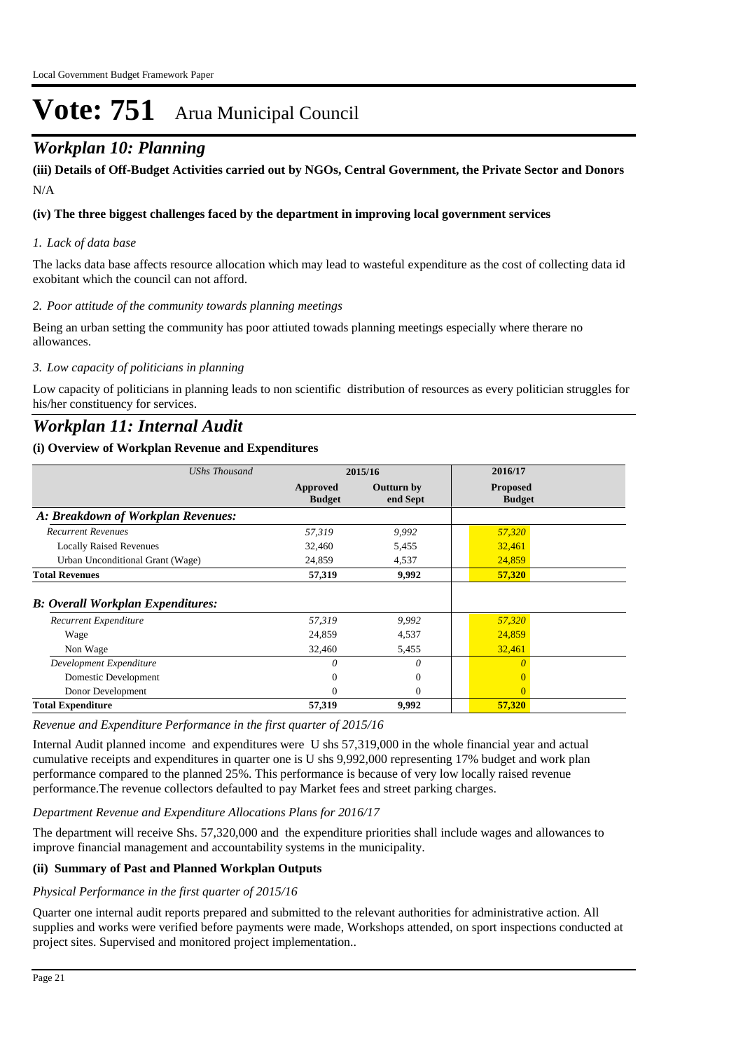# Vote: 751 Arua Municipal Council

## *Workplan 10: Planning*

**(iii) Details of Off-Budget Activities carried out by NGOs, Central Government, the Private Sector and Donors**

N/A

**(iv) The three biggest challenges faced by the department in improving local government services**

*1. Lack of data base*

The lacks data base affects resource allocation which may lead to wasteful expenditure as the cost of collecting data id exobitant which the council can not afford.

*2. Poor attitude of the community towards planning meetings*

Being an urban setting the community has poor attiuted towads planning meetings especially where therare no allowances.

*3. Low capacity of politicians in planning*

Low capacity of politicians in planning leads to non scientific distribution of resources as every politician struggles for his/her constituency for services.

## *Workplan 11: Internal Audit*

**(i) Overview of Workplan Revenue and Expenditures**

| *UShs Thousand* | 2015/16 | | 2016/17 |
|---|---|---|---|
| | **Approved Budget** | **Outturn by end Sept** | **Proposed Budget** |
| ***A: Breakdown of Workplan Revenues:*** | | | |
| *Recurrent Revenues* | *57,319* | *9,992* | *57,320* |
| Locally Raised Revenues | 32,460 | 5,455 | 32,461 |
| Urban Unconditional Grant (Wage) | 24,859 | 4,537 | 24,859 |
| **Total Revenues** | **57,319** | **9,992** | **57,320** |
| ***B: Overall Workplan Expenditures:*** | | | |
| *Recurrent Expenditure* | *57,319* | *9,992* | *57,320* |
| Wage | 24,859 | 4,537 | 24,859 |
| Non Wage | 32,460 | 5,455 | 32,461 |
| *Development Expenditure* | *0* | *0* | *0* |
| Domestic Development | 0 | 0 | 0 |
| Donor Development | 0 | 0 | 0 |
| **Total Expenditure** | **57,319** | **9,992** | **57,320** |

*Revenue and Expenditure Performance in the first quarter of 2015/16*

Internal Audit planned income and expenditures were U shs 57,319,000 in the whole financial year and actual cumulative receipts and expenditures in quarter one is U shs 9,992,000 representing 17% budget and work plan performance compared to the planned 25%. This performance is because of very low locally raised revenue performance.The revenue collectors defaulted to pay Market fees and street parking charges.

*Department Revenue and Expenditure Allocations Plans for 2016/17*

The department will receive Shs. 57,320,000 and the expenditure priorities shall include wages and allowances to improve financial management and accountability systems in the municipality.

**(ii) Summary of Past and Planned Workplan Outputs**

*Physical Performance in the first quarter of 2015/16*

Quarter one internal audit reports prepared and submitted to the relevant authorities for administrative action. All supplies and works were verified before payments were made, Workshops attended, on sport inspections conducted at project sites. Supervised and monitored project implementation..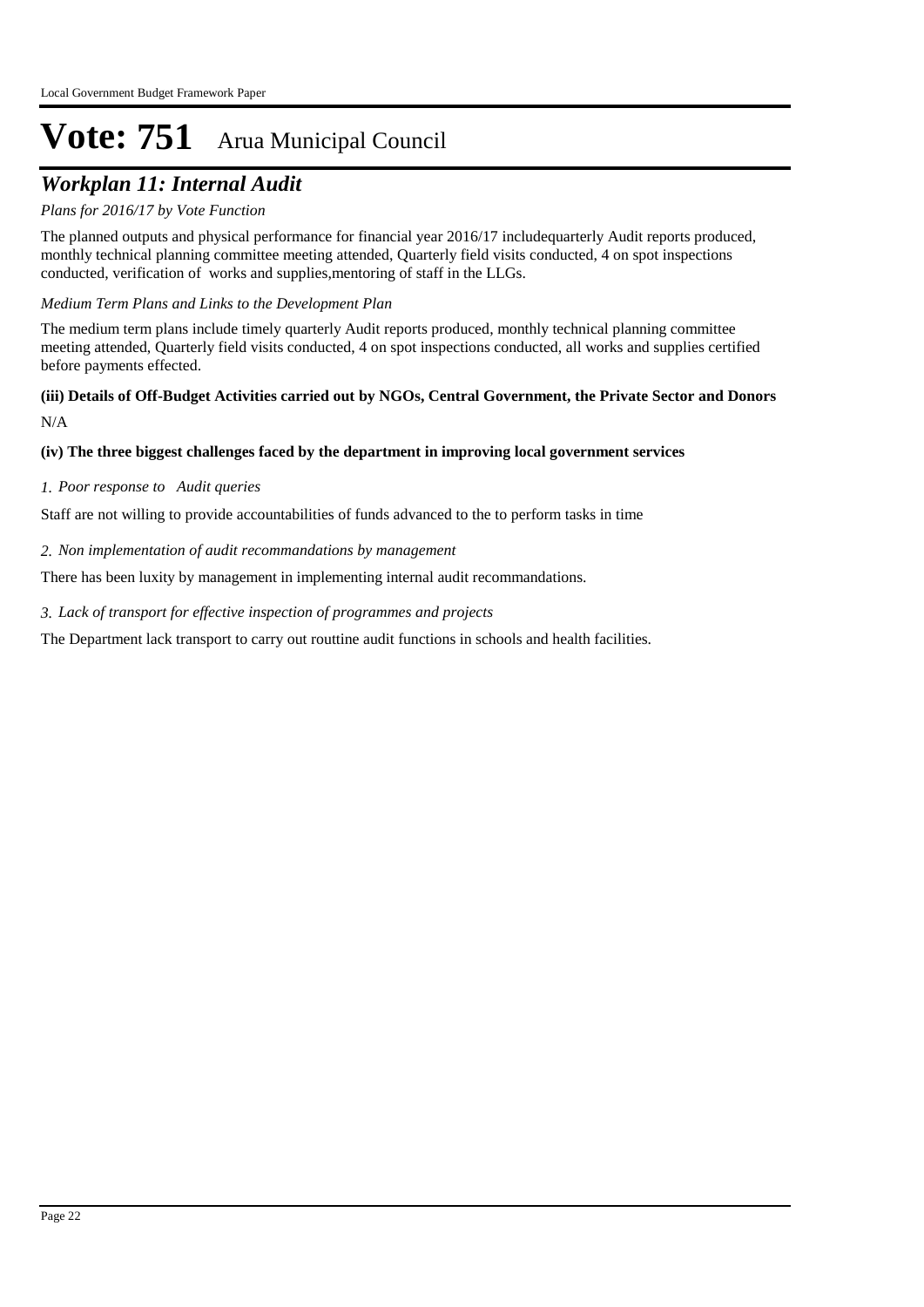# Vote: 751 Arua Municipal Council

## *Workplan 11: Internal Audit*

*Plans for 2016/17 by Vote Function*

The planned outputs and physical performance for financial year 2016/17 includequarterly Audit reports produced, monthly technical planning committee meeting attended, Quarterly field visits conducted, 4 on spot inspections conducted, verification of works and supplies,mentoring of staff in the LLGs.

*Medium Term Plans and Links to the Development Plan*

The medium term plans include timely quarterly Audit reports produced, monthly technical planning committee meeting attended, Quarterly field visits conducted, 4 on spot inspections conducted, all works and supplies certified before payments effected.

**(iii) Details of Off-Budget Activities carried out by NGOs, Central Government, the Private Sector and Donors**

N/A

**(iv) The three biggest challenges faced by the department in improving local government services**

*1. Poor response to Audit queries*

Staff are not willing to provide accountabilities of funds advanced to the to perform tasks in time

*2. Non implementation of audit recommandations by management*

There has been luxity by management in implementing internal audit recommandations.

*3. Lack of transport for effective inspection of programmes and projects*

The Department lack transport to carry out routtine audit functions in schools and health facilities.